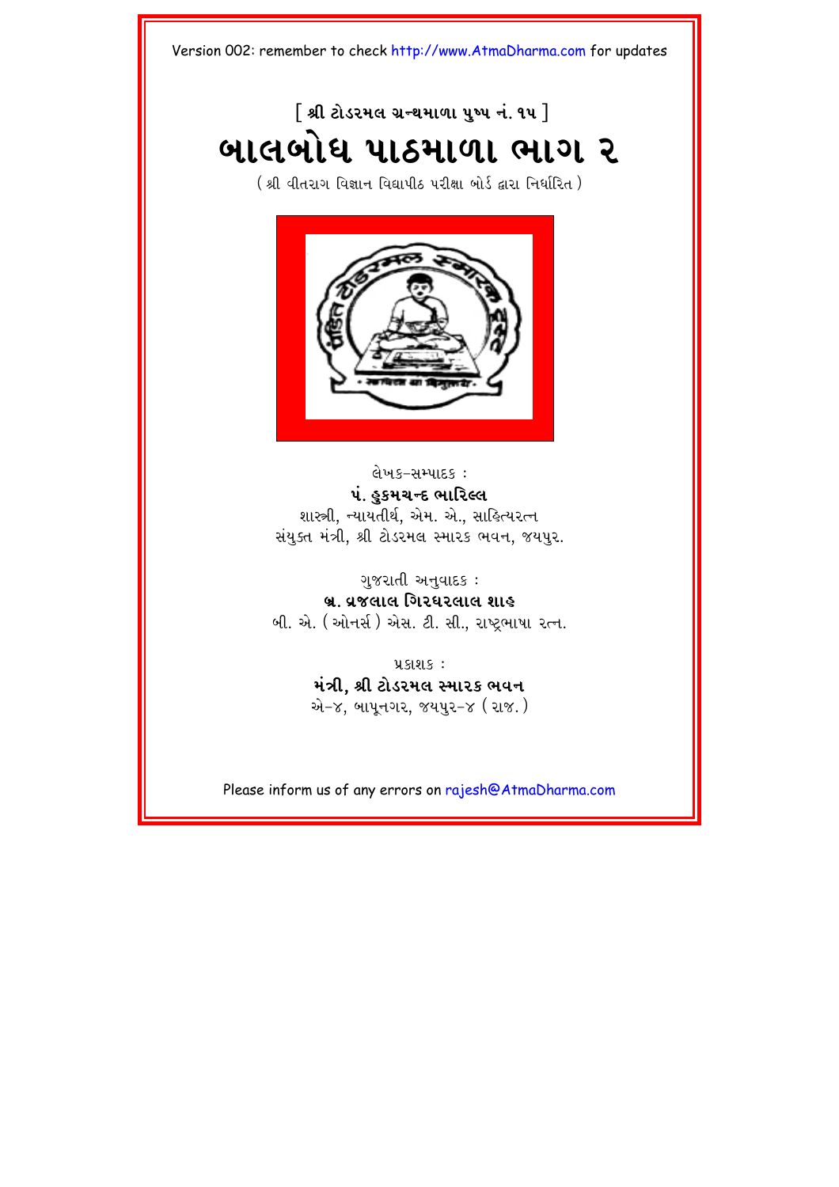Version 002: remember to check http://www.AtmaDharma.com for updates

[ શ્રી ટોડરમલ ગ્રન્થમાળા પુષ્પ નં. ૧૫ ]

# બાલબોધ પાઠમાળા ભાગ ૨

( શ્રી વીતરાગ વિજ્ઞાન વિદ્યાપીઠ પરીક્ષા બોર્ડ દ્વારા નિર્ધારિત )

લેખક-સમ્પાદક :

**પં. હુકમચન્દ ભારિલ્લ**

શાસ્ત્રી, ન્યાયતીર્થ, એમ. એ., સાહિત્યરત્ન

સંયુક્ત મંત્રી, શ્રી ટોડરમલ સ્મારક ભવન, જયપુર.

ગુજરાતી અનુવાદક :

**બ્ર. વ્રજલાલ ગિરધરલાલ શાહ**

બી. એ. ( ઓનર્સ ) એસ. ટી. સી., રાષ્ટ્રભાષા રત્ન.

પ્રકાશક :

**મંત્રી, શ્રી ટોડરમલ સ્મારક ભવન**

એ-૪, બાપૂનગર, જયપુર-૪ ( રાજ. )

Please inform us of any errors on rajesh@AtmaDharma.com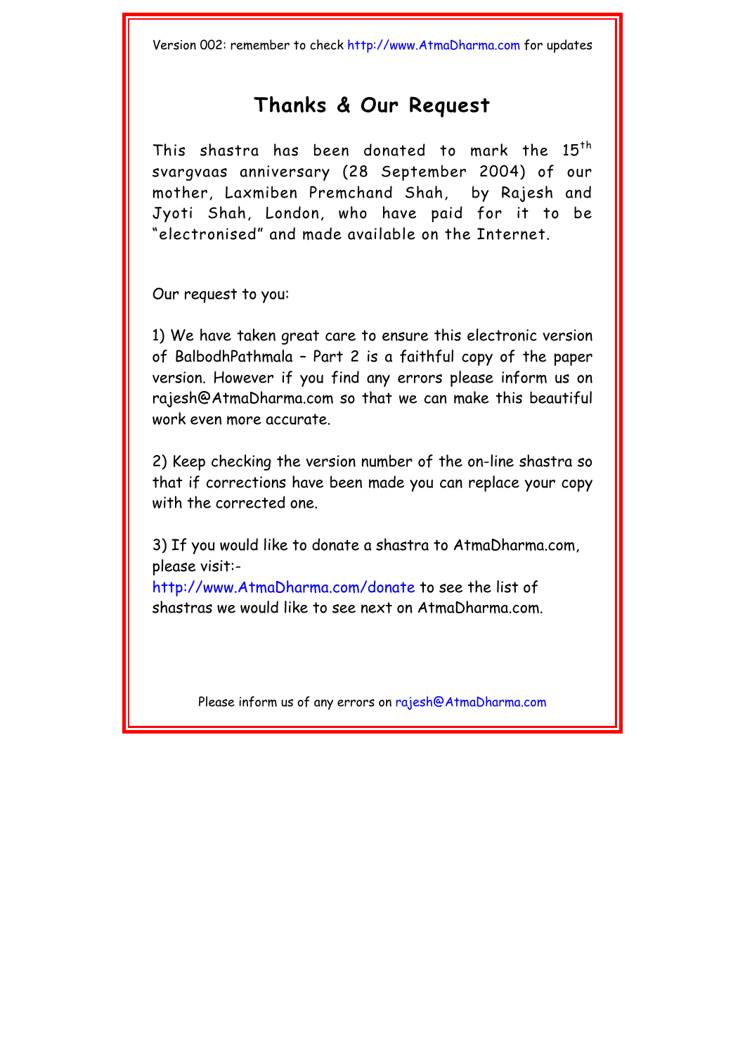Version 002: remember to check http://www.AtmaDharma.com for updates

## Thanks & Our Request

This shastra has been donated to mark the 15th svargvaas anniversary (28 September 2004) of our mother, Laxmiben Premchand Shah, by Rajesh and Jyoti Shah, London, who have paid for it to be "electronised" and made available on the Internet.

Our request to you:

1) We have taken great care to ensure this electronic version of BalbodhPathmala – Part 2 is a faithful copy of the paper version. However if you find any errors please inform us on rajesh@AtmaDharma.com so that we can make this beautiful work even more accurate.

2) Keep checking the version number of the on-line shastra so that if corrections have been made you can replace your copy with the corrected one.

3) If you would like to donate a shastra to AtmaDharma.com, please visit:-
http://www.AtmaDharma.com/donate to see the list of shastras we would like to see next on AtmaDharma.com.

Please inform us of any errors on rajesh@AtmaDharma.com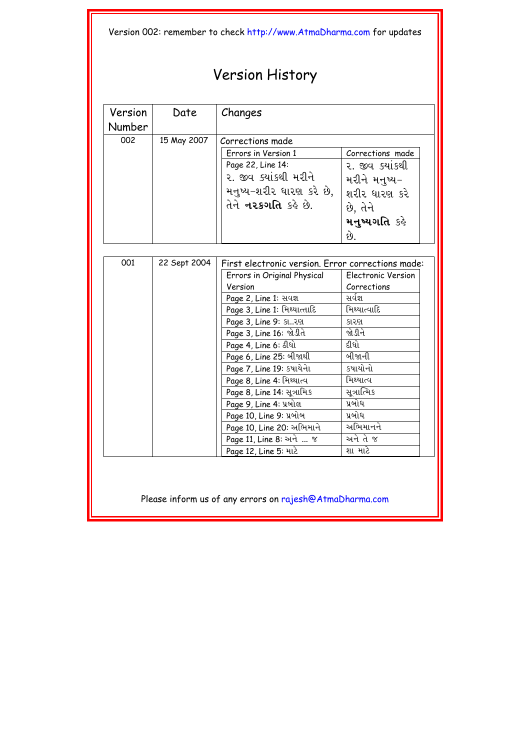Version 002: remember to check http://www.AtmaDharma.com for updates

# Version History

| Version Number | Date | Changes |
|---|---|---|
| 002 | 15 May 2007 | Corrections made |

| Errors in Version 1 | Corrections made |
|---|---|
| Page 22, Line 14: ૨. જીવ ક્યાંકથી મરીને મનુષ્ય-શરીર ધારણ કરે છે, તેને **નરકગતિ** કહે છે. | ૨. જીવ ક્યાંકથી મરીને મનુષ્ય-શરીર ધારણ કરે છે, તેને **મનુષ્યગતિ** કહે છે. |

| Version Number | Date | Changes |
|---|---|---|
| 001 | 22 Sept 2004 | First electronic version. Error corrections made: |

| Errors in Original Physical Version | Electronic Version Corrections |
|---|---|
| Page 2, Line 1: સવજ્ઞ | સર્વજ્ઞ |
| Page 3, Line 1: મિથ્યાત્તાદિ | મિથ્યાત્વાદિ |
| Page 3, Line 9: કા..રણ | કારણ |
| Page 3, Line 16: જોડીતે | જોડીને |
| Page 4, Line 6: ઠીધો | દીધો |
| Page 6, Line 25: બીજાથી | બીજાની |
| Page 7, Line 19: કષાયેના | કષાયોનો |
| Page 8, Line 4: મિથ્યાત્વ | મિથ્યાત્વ |
| Page 8, Line 14: સૂત્રામિક | સૂત્રાત્મિક |
| Page 9, Line 4: પ્રબોલ | પ્રબોધ |
| Page 10, Line 9: પ્રબોબ | પ્રબોધ |
| Page 10, Line 20: અભિમાને | અભિમાનને |
| Page 11, Line 8: અને ... જ | અને તે જ |
| Page 12, Line 5: માટે | શા માટે |

Please inform us of any errors on rajesh@AtmaDharma.com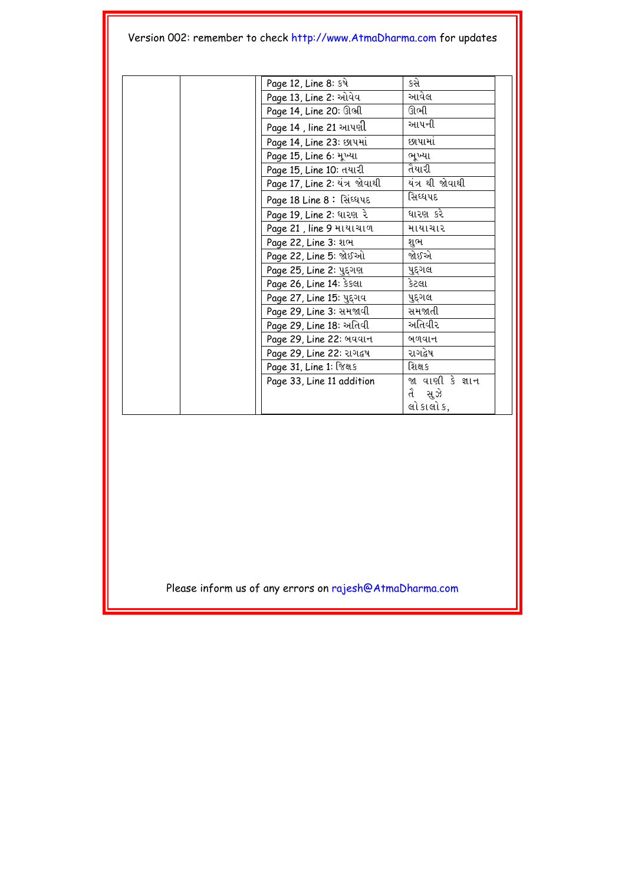Version 002: remember to check http://www.AtmaDharma.com for updates

| | | | |
|---|---|---|---|
| | | Page 12, Line 8: કષે | કસે |
| | | Page 13, Line 2: ઓવેવ | આવેલ |
| | | Page 14, Line 20: ઊભ્રી | ઊભી |
| | | Page 14 , line 21 આપણી | આપની |
| | | Page 14, Line 23: છાપમાં | છાપામાં |
| | | Page 15, Line 6: મૂખ્યા | ભૂખ્યા |
| | | Page 15, Line 10: તયારી | તૈયારી |
| | | Page 17, Line 2: યંત્ર જોવાથી | યંત્ર થી જોવાથી |
| | | Page 18 Line 8 : સિંધ્ધપદ | સિધ્ધપદ |
| | | Page 19, Line 2: ધારણ રે | ધારણ કરે |
| | | Page 21 , line 9 માયાચાળ | માયાચાર |
| | | Page 22, Line 3: શભ | શુભ |
| | | Page 22, Line 5: જોઈઓ | જોઈએ |
| | | Page 25, Line 2: પુદ્ગણ | પુદ્ગલ |
| | | Page 26, Line 14: કેકલા | કેટલા |
| | | Page 27, Line 15: પુદ્ગવ | પુદ્ગલ |
| | | Page 29, Line 3: સમજાવી | સમજાતી |
| | | Page 29, Line 18: અતિવી | અતિવીર |
| | | Page 29, Line 22: બવવાન | બળવાન |
| | | Page 29, Line 22: રાગદ્વષ | રાગદ્વેષ |
| | | Page 31, Line 1: જિક્ષક | શિક્ષક |
| | | Page 33, Line 11 addition | જા વાણી કે જ્ઞાન તે સુઝે લોકાલોક, |

Please inform us of any errors on rajesh@AtmaDharma.com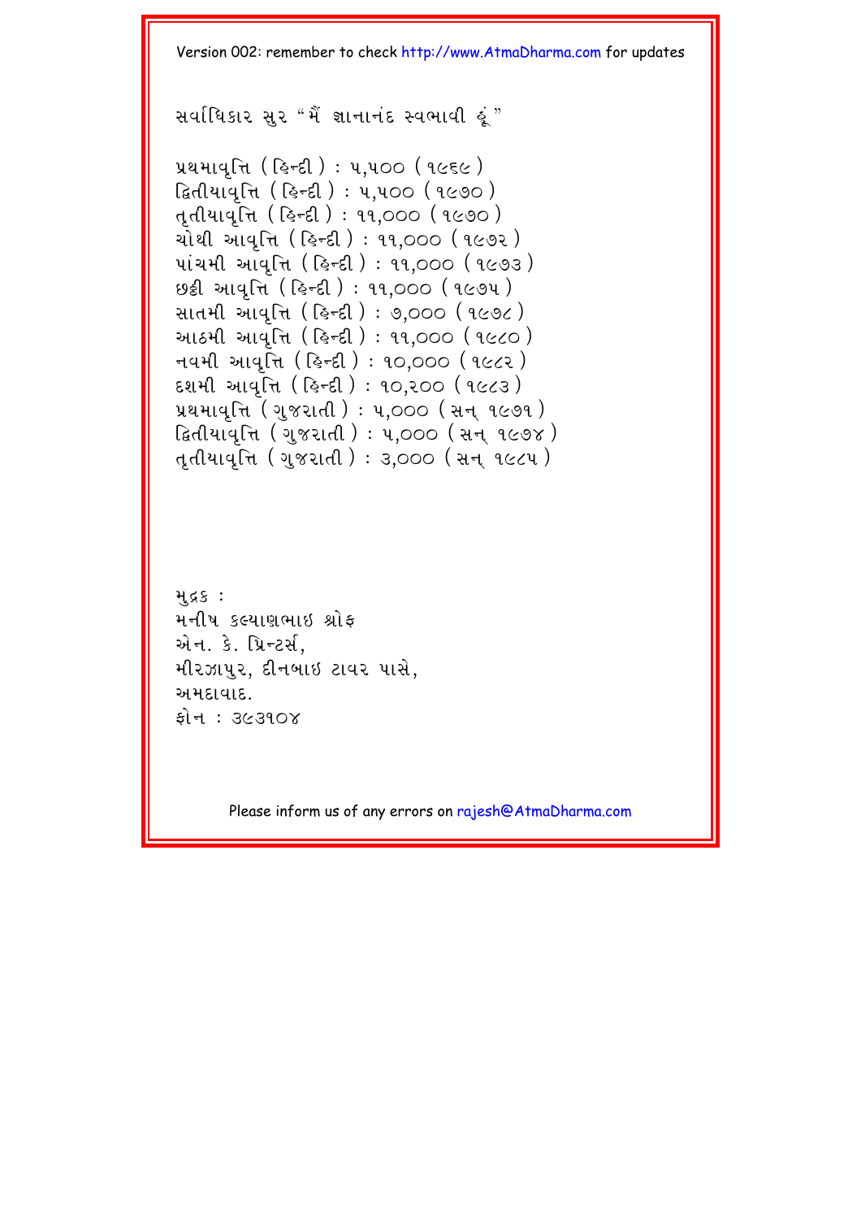Version 002: remember to check http://www.AtmaDharma.com for updates

સર્વાધિકાર સુર "મૈં જ્ઞાનાનંદ સ્વભાવી હૂં"

પ્રથમાવૃત્તિ ( હિન્દી ) : ૫,૫૦૦ ( ૧૯૬૯ )
દ્વિતીયાવૃત્તિ ( હિન્દી ) : ૫,૫૦૦ ( ૧૯૭૦ )
તૃતીયાવૃત્તિ ( હિન્દી ) : ૧૧,૦૦૦ ( ૧૯૭૦ )
ચોથી આવૃત્તિ ( હિન્દી ) : ૧૧,૦૦૦ ( ૧૯૭૨ )
પાંચમી આવૃત્તિ ( હિન્દી ) : ૧૧,૦૦૦ ( ૧૯૭૩ )
છઠ્ઠી આવૃત્તિ ( હિન્દી ) : ૧૧,૦૦૦ ( ૧૯૭૫ )
સાતમી આવૃત્તિ ( હિન્દી ) : ૭,૦૦૦ ( ૧૯૭૮ )
આઠમી આવૃત્તિ ( હિન્દી ) : ૧૧,૦૦૦ ( ૧૯૮૦ )
નવમી આવૃત્તિ ( હિન્દી ) : ૧૦,૦૦૦ ( ૧૯૮૨ )
દશમી આવૃત્તિ ( હિન્દી ) : ૧૦,૨૦૦ ( ૧૯૮૩ )
પ્રથમાવૃત્તિ ( ગુજરાતી ) : ૫,૦૦૦ ( સન્ ૧૯૭૧ )
દ્વિતીયાવૃત્તિ ( ગુજરાતી ) : ૫,૦૦૦ ( સન્ ૧૯૭૪ )
તૃતીયાવૃત્તિ ( ગુજરાતી ) : ૩,૦૦૦ ( સન્ ૧૯૮૫ )

મુદ્રક :
મનીષ કલ્યાણભાઇ શ્રોફ
એન. કે. પ્રિન્ટર્સ,
મીરઝાપુર, દીનબાઇ ટાવર પાસે,
અમદાવાદ.
ફોન : ૩૯૩૧૦૪

Please inform us of any errors on rajesh@AtmaDharma.com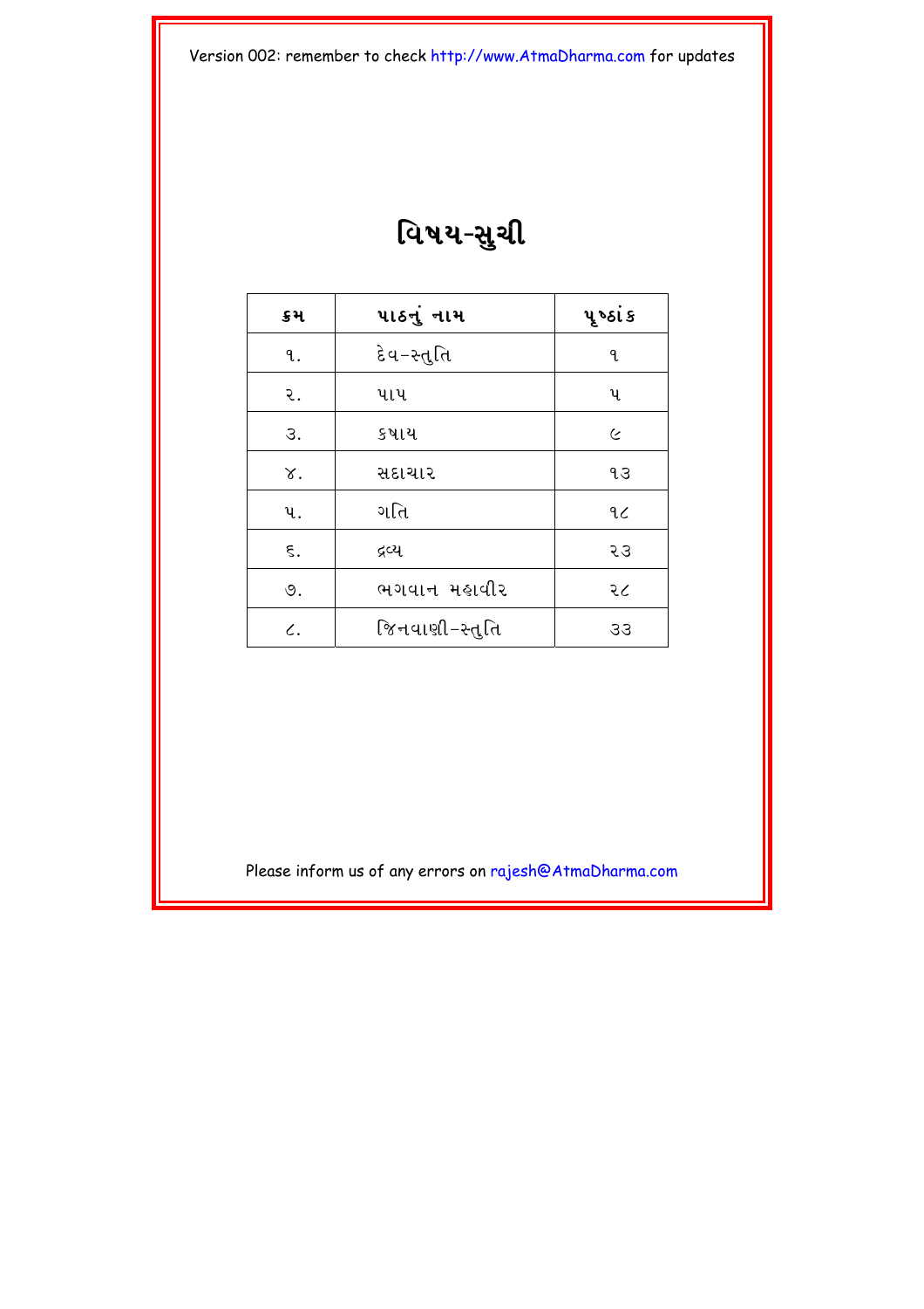Version 002: remember to check http://www.AtmaDharma.com for updates

# વિષય-સુચી

| ક્રમ | પાઠનું નામ | પૃષ્ઠાંક |
|---|---|---|
| ૧. | દેવ-સ્તુતિ | ૧ |
| ૨. | પાપ | ૫ |
| ૩. | કષાય | ૯ |
| ૪. | સદાચાર | ૧૩ |
| ૫. | ગતિ | ૧૮ |
| ૬. | દ્રવ્ય | ૨૩ |
| ૭. | ભગવાન મહાવીર | ૨૮ |
| ૮. | જિનવાણી-સ્તુતિ | ૩૩ |

Please inform us of any errors on rajesh@AtmaDharma.com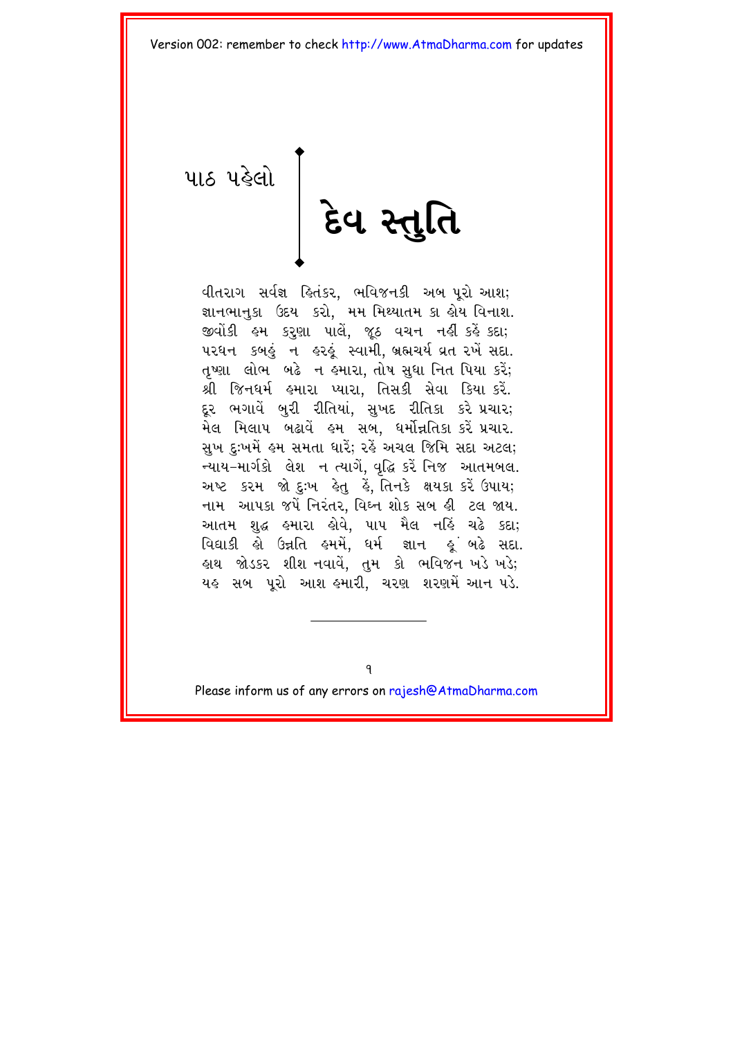પાઠ પહેલો

# દેવ સ્તુતિ

વીતરાગ સર્વજ્ઞ હિતંકર, ભવિજનકી અબ પૂરો આશ;
જ્ઞાનભાનુકા ઉદય કરો, મમ મિથ્યાતમ કા હોય વિનાશ.
જીવોંકી હમ કરુણા પાલેં, જૂઠ વચન નહીં કહેં કદા;
પરધન કબહું ન હરહૂં સ્વામી, બ્રહ્મચર્ય વ્રત રખેં સદા.
તૃષ્ણા લોભ બઢે ન હમારા, તોષ સુધા નિત પિયા કરેં;
શ્રી જિનધર્મ હમારા પ્યારા, તિસકી સેવા કિયા કરેં.
દૂર ભગાવેં બુરી રીતિયાં, સુખદ રીતિકા કરે પ્રચાર;
મેલ મિલાપ બઢાવેં હમ સબ, ધર્મોન્નતિકા કરેં પ્રચાર.
સુખ દુઃખમેં હમ સમતા ધારેં; રહેં અચલ જિમિ સદા અટલ;
ન્યાય-માર્ગકો લેશ ન ત્યાગેં, વૃદ્ધિ કરેં નિજ આતમબલ.
અષ્ટ કરમ જો દુઃખ હેતુ હૈં, તિનકે ક્ષયકા કરેં ઉપાય;
નામ આપકા જપેં નિરંતર, વિઘ્ન શોક સબ હી ટલ જાય.
આતમ શુદ્ધ હમારા હોવે, પાપ મૈલ નહિં ચઢે કદા;
વિદ્યાકી હો ઉન્નતિ હમમેં, ધર્મ જ્ઞાન હૂ બઢે સદા.
હાથ જોડકર શીશ નવાવેં, તુમ કો ભવિજન ખડે ખડે;
યહ સબ પૂરો આશ હમારી, ચરણ શરણમેં આન પડે.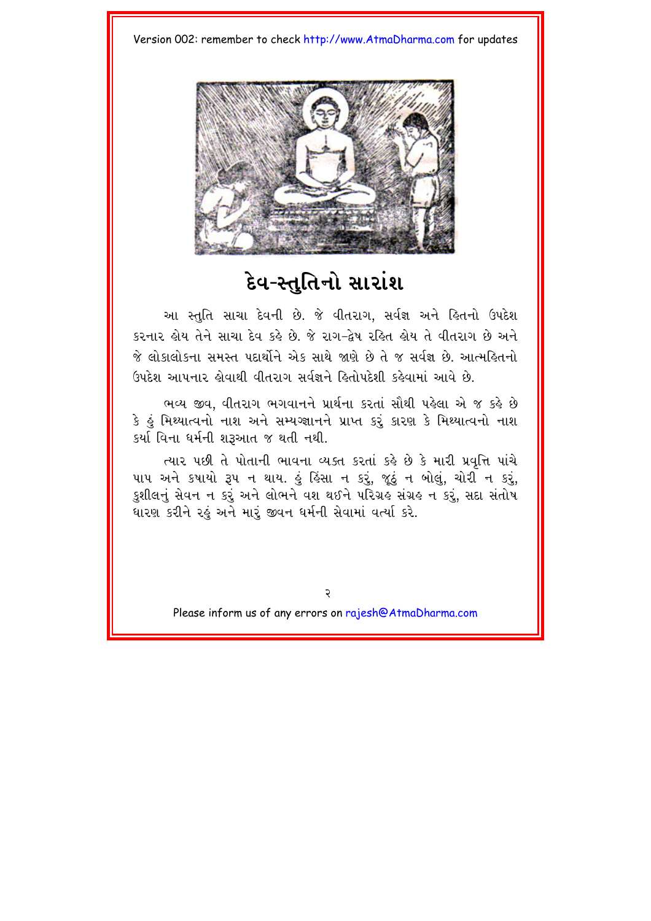# દેવ-સ્તુતિનો સારાંશ

આ સ્તુતિ સાચા દેવની છે. જે વીતરાગ, સર્વજ્ઞ અને હિતનો ઉપદેશ કરનાર હોય તેને સાચા દેવ કહે છે. જે રાગ-દ્વેષ રહિત હોય તે વીતરાગ છે અને જે લોકાલોકના સમસ્ત પદાર્થોને એક સાથે જાણે છે તે જ સર્વજ્ઞ છે. આત્મહિતનો ઉપદેશ આપનાર હોવાથી વીતરાગ સર્વજ્ઞને હિતોપદેશી કહેવામાં આવે છે.

ભવ્ય જીવ, વીતરાગ ભગવાનને પ્રાર્થના કરતાં સૌથી પહેલા એ જ કહે છે કે હું મિથ્યાત્વનો નાશ અને સમ્યગ્જ્ઞાનને પ્રાપ્ત કરું કારણ કે મિથ્યાત્વનો નાશ કર્યા વિના ધર્મની શરૂઆત જ થતી નથી.

ત્યાર પછી તે પોતાની ભાવના વ્યક્ત કરતાં કહે છે કે મારી પ્રવૃત્તિ પાંચે પાપ અને કષાયો રૂપ ન થાય. હું હિંસા ન કરું, જૂઠું ન બોલું, ચોરી ન કરું, કુશીલનું સેવન ન કરું અને લોભને વશ થઈને પરિગ્રહ સંગ્રહ ન કરું, સદા સંતોષ ધારણ કરીને રહું અને મારું જીવન ધર્મની સેવામાં વર્ત્યા કરે.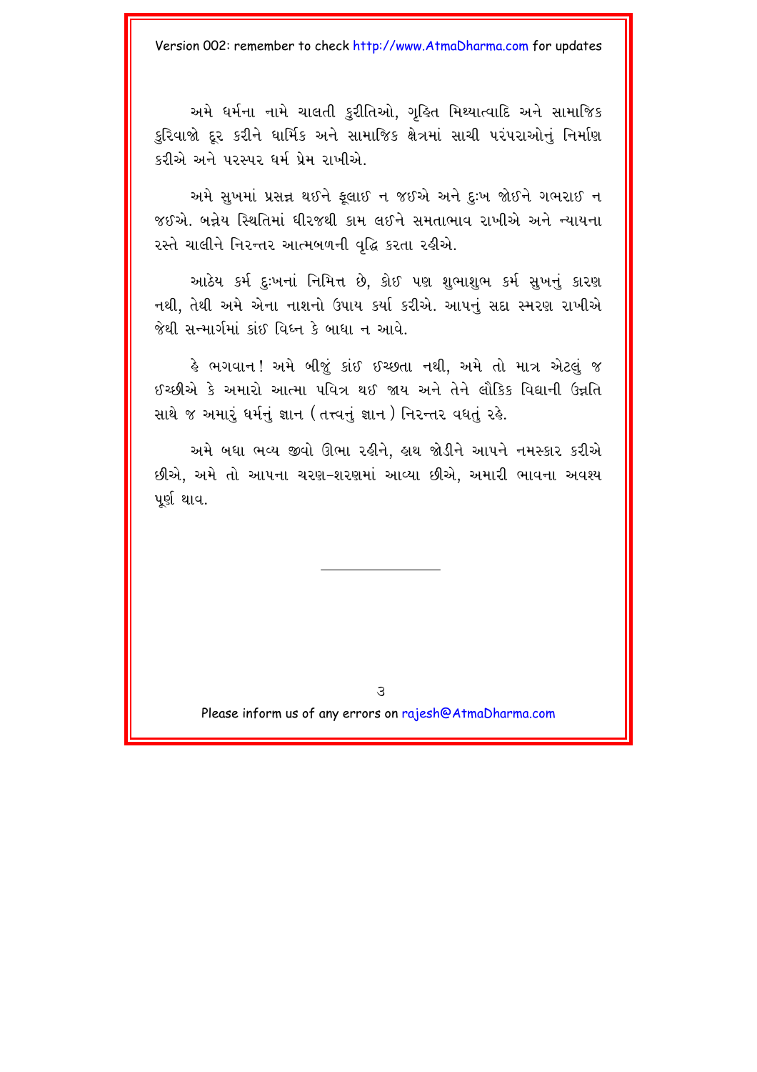અમે ધર્મના નામે ચાલતી કુરીતિઓ, ગૃહિત મિથ્યાત્વાદિ અને સામાજિક કુરિવાજો દૂર કરીને ધાર્મિક અને સામાજિક ક્ષેત્રમાં સાચી પરંપરાઓનું નિર્માણ કરીએ અને પરસ્પર ધર્મ પ્રેમ રાખીએ.

અમે સુખમાં પ્રસન્ન થઈને ફૂલાઈ ન જઈએ અને દુઃખ જોઈને ગભરાઈ ન જઈએ. બન્નેય સ્થિતિમાં ધીરજથી કામ લઈને સમતાભાવ રાખીએ અને ન્યાયના રસ્તે ચાલીને નિરન્તર આત્મબળની વૃદ્ધિ કરતા રહીએ.

આઠેય કર્મ દુઃખનાં નિમિત્ત છે, કોઈ પણ શુભાશુભ કર્મ સુખનું કારણ નથી, તેથી અમે એના નાશનો ઉપાય કર્યા કરીએ. આપનું સદા સ્મરણ રાખીએ જેથી સન્માર્ગમાં કાંઈ વિઘ્ન કે બાધા ન આવે.

હે ભગવાન! અમે બીજું કાંઈ ઈચ્છતા નથી, અમે તો માત્ર એટલું જ ઈચ્છીએ કે અમારો આત્મા પવિત્ર થઈ જાય અને તેને લૌકિક વિદ્યાની ઉન્નતિ સાથે જ અમારું ધર્મનું જ્ઞાન (તત્ત્વનું જ્ઞાન) નિરન્તર વધતું રહે.

અમે બધા ભવ્ય જીવો ઊભા રહીને, હાથ જોડીને આપને નમસ્કાર કરીએ છીએ, અમે તો આપના ચરણ-શરણમાં આવ્યા છીએ, અમારી ભાવના અવશ્ય પૂર્ણ થાવ.

---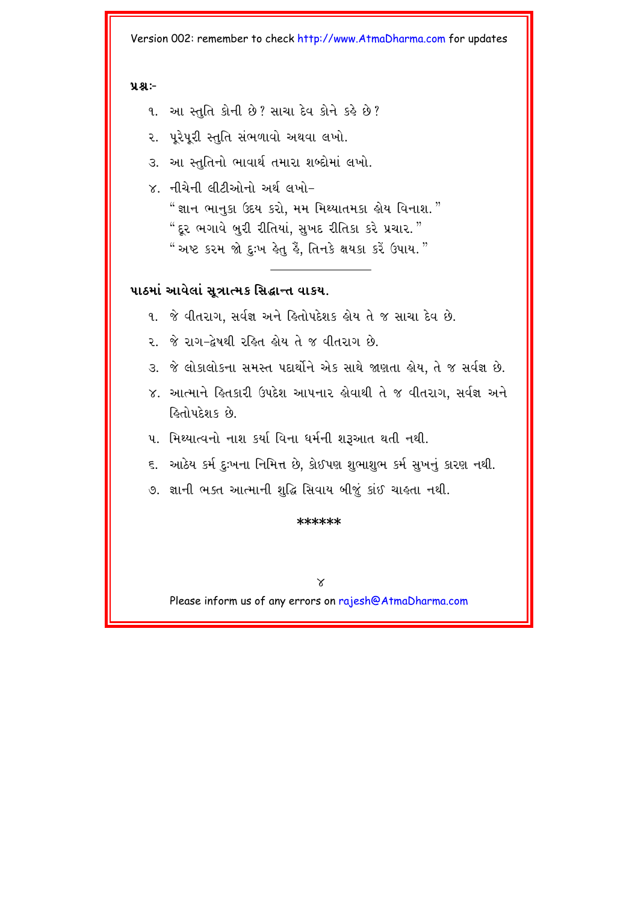**પ્રશ્ન:-**

૧. આ સ્તુતિ કોની છે? સાચા દેવ કોને કહે છે?

૨. પૂરેપૂરી સ્તુતિ સંભળાવો અથવા લખો.

૩. આ સ્તુતિનો ભાવાર્થ તમારા શબ્દોમાં લખો.

૪. નીચેની લીટીઓનો અર્થ લખો–
 "જ્ઞાન ભાનુકા ઉદય કરો, મમ મિથ્યાતમકા હોય વિનાશ."
 "દૂર ભગાવે બુરી રીતિયાં, સુખદ રીતિકા કરે પ્રચાર."
 "અષ્ટ કરમ જો દુઃખ હેતુ હૈં, તિનકે ક્ષયકા કરેં ઉપાય."

---

**પાઠમાં આવેલાં સૂત્રાત્મક સિદ્ધાન્ત વાકય.**

૧. જે વીતરાગ, સર્વજ્ઞ અને હિતોપદેશક હોય તે જ સાચા દેવ છે.

૨. જે રાગ-દ્વેષથી રહિત હોય તે જ વીતરાગ છે.

૩. જે લોકાલોકના સમસ્ત પદાર્થોને એક સાથે જાણતા હોય, તે જ સર્વજ્ઞ છે.

૪. આત્માને હિતકારી ઉપદેશ આપનાર હોવાથી તે જ વીતરાગ, સર્વજ્ઞ અને હિતોપદેશક છે.

૫. મિથ્યાત્વનો નાશ કર્યા વિના ધર્મની શરૂઆત થતી નથી.

૬. આઠેય કર્મ દુઃખના નિમિત્ત છે, કોઈપણ શુભાશુભ કર્મ સુખનું કારણ નથી.

૭. જ્ઞાની ભક્ત આત્માની શુદ્ધિ સિવાય બીજું કાંઈ ચાહતા નથી.

\*\*\*\*\*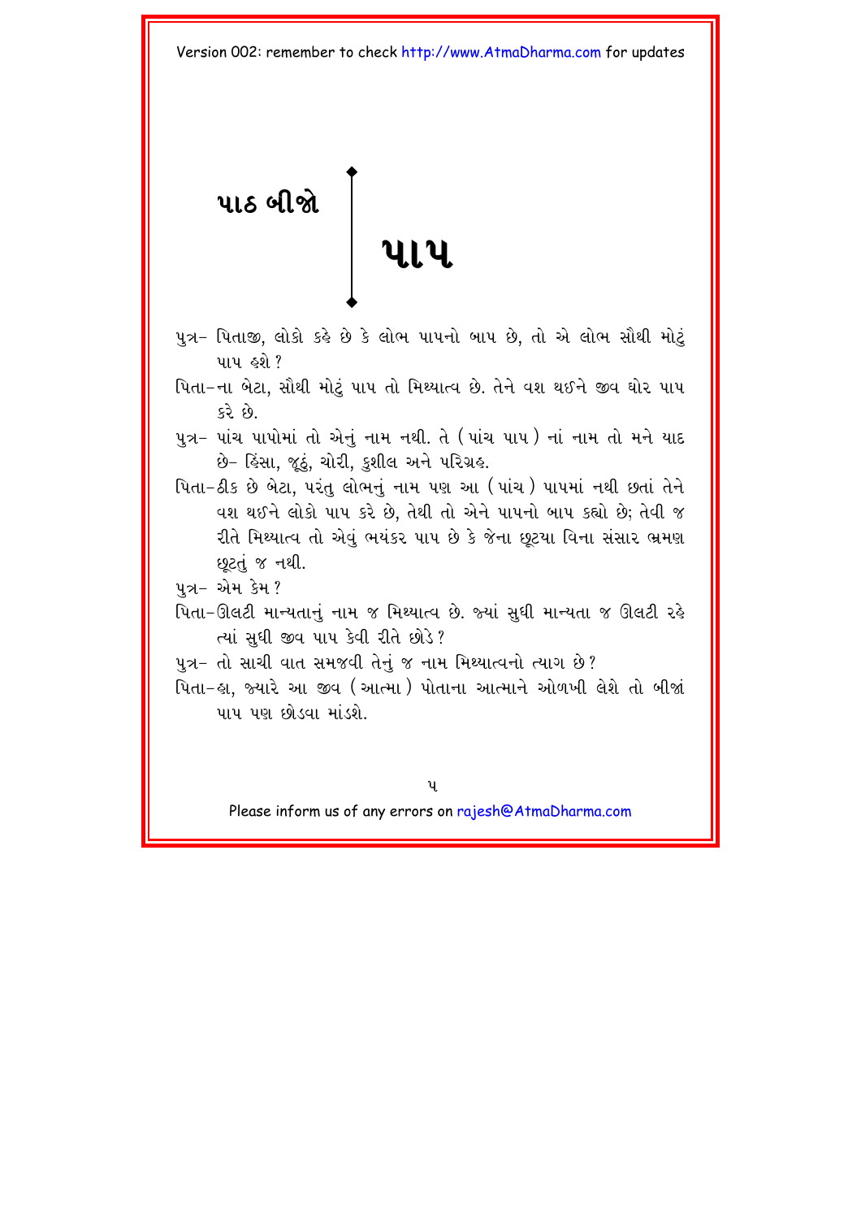# પાઠ બીજો

## પાપ

પુત્ર– પિતાજી, લોકો કહે છે કે લોભ પાપનો બાપ છે, તો એ લોભ સૌથી મોટું પાપ હશે ?

પિતા–ના બેટા, સૌથી મોટું પાપ તો મિથ્યાત્વ છે. તેને વશ થઈને જીવ ઘોર પાપ કરે છે.

પુત્ર– પાંચ પાપોમાં તો એનું નામ નથી. તે (પાંચ પાપ) નાં નામ તો મને યાદ છે– હિંસા, જૂઠું, ચોરી, કુશીલ અને પરિગ્રહ.

પિતા–ઠીક છે બેટા, પરંતુ લોભનું નામ પણ આ (પાંચ) પાપમાં નથી છતાં તેને વશ થઈને લોકો પાપ કરે છે, તેથી તો એને પાપનો બાપ કહ્યો છે; તેવી જ રીતે મિથ્યાત્વ તો એવું ભયંકર પાપ છે કે જેના છૂટયા વિના સંસાર ભ્રમણ છૂટતું જ નથી.

પુત્ર– એમ કેમ ?

પિતા–ઊલટી માન્યતાનું નામ જ મિથ્યાત્વ છે. જ્યાં સુધી માન્યતા જ ઊલટી રહે ત્યાં સુધી જીવ પાપ કેવી રીતે છોડે ?

પુત્ર– તો સાચી વાત સમજવી તેનું જ નામ મિથ્યાત્વનો ત્યાગ છે ?

પિતા–હા, જ્યારે આ જીવ (આત્મા) પોતાના આત્માને ઓળખી લેશે તો બીજાં પાપ પણ છોડવા માંડશે.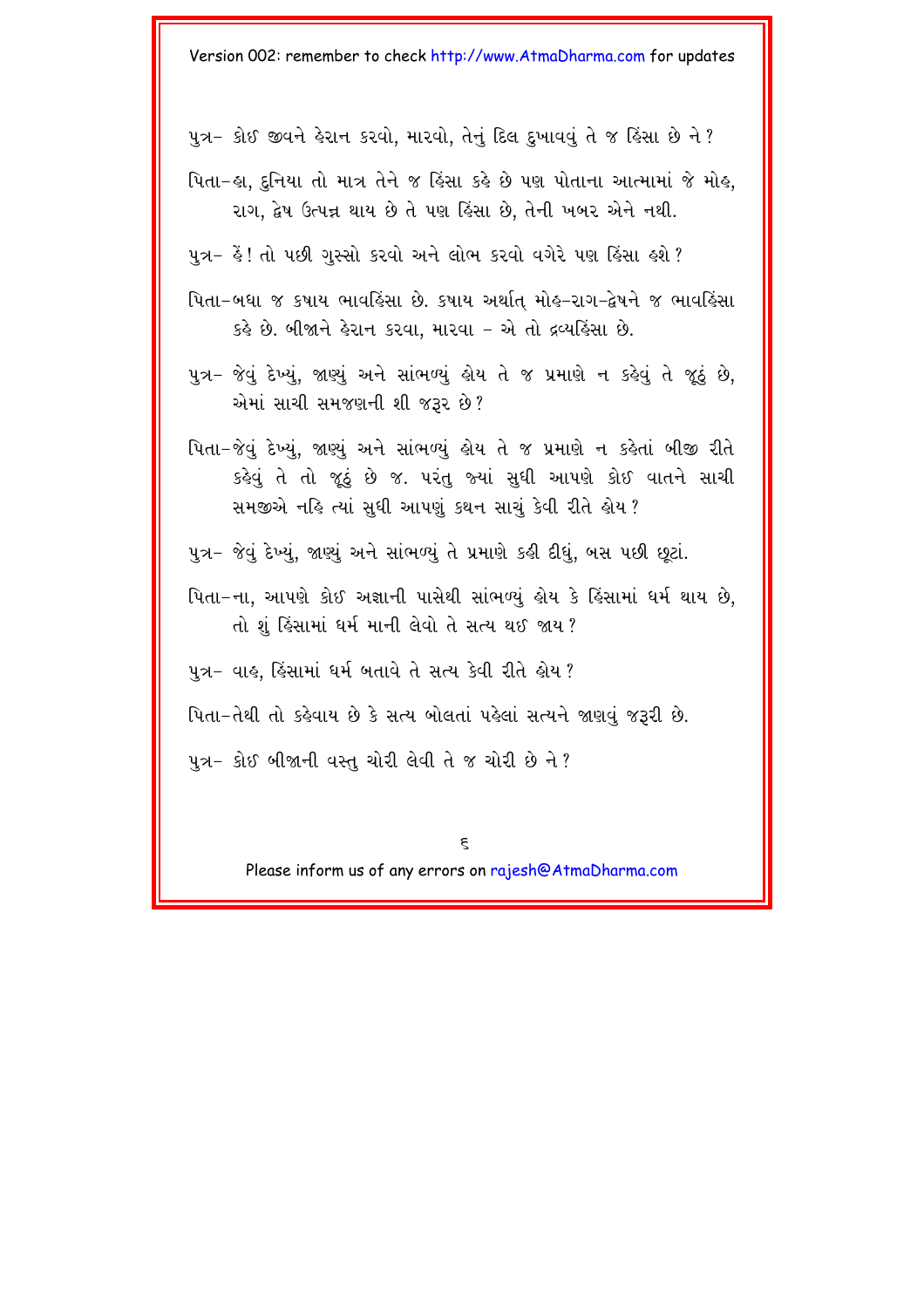પુત્ર– કોઈ જીવને હેરાન કરવો, મારવો, તેનું દિલ દુખાવવું તે જ હિંસા છે ને?

પિતા–હા, દુનિયા તો માત્ર તેને જ હિંસા કહે છે પણ પોતાના આત્મામાં જે મોહ, રાગ, દ્વેષ ઉત્પન્ન થાય છે તે પણ હિંસા છે, તેની ખબર એને નથી.

પુત્ર– હેં! તો પછી ગુસ્સો કરવો અને લોભ કરવો વગેરે પણ હિંસા હશે?

પિતા–બધા જ કષાય ભાવહિંસા છે. કષાય અર્થાત્ મોહ-રાગ-દ્વેષને જ ભાવહિંસા કહે છે. બીજાને હેરાન કરવા, મારવા – એ તો દ્રવ્યહિંસા છે.

પુત્ર– જેવું દેખ્યું, જાણ્યું અને સાંભળ્યું હોય તે જ પ્રમાણે ન કહેવું તે જૂઠું છે, એમાં સાચી સમજણની શી જરૂર છે?

પિતા–જેવું દેખ્યું, જાણ્યું અને સાંભળ્યું હોય તે જ પ્રમાણે ન કહેતાં બીજી રીતે કહેવું તે તો જૂઠું છે જ. પરંતુ જ્યાં સુધી આપણે કોઈ વાતને સાચી સમજીએ નહિ ત્યાં સુધી આપણું કથન સાચું કેવી રીતે હોય?

પુત્ર– જેવું દેખ્યું, જાણ્યું અને સાંભળ્યું તે પ્રમાણે કહી દીધું, બસ પછી છૂટાં.

પિતા–ના, આપણે કોઈ અજ્ઞાની પાસેથી સાંભળ્યું હોય કે હિંસામાં ધર્મ થાય છે, તો શું હિંસામાં ધર્મ માની લેવો તે સત્ય થઈ જાય?

પુત્ર– વાહ, હિંસામાં ધર્મ બતાવે તે સત્ય કેવી રીતે હોય?

પિતા–તેથી તો કહેવાય છે કે સત્ય બોલતાં પહેલાં સત્યને જાણવું જરૂરી છે.

પુત્ર– કોઈ બીજાની વસ્તુ ચોરી લેવી તે જ ચોરી છે ને?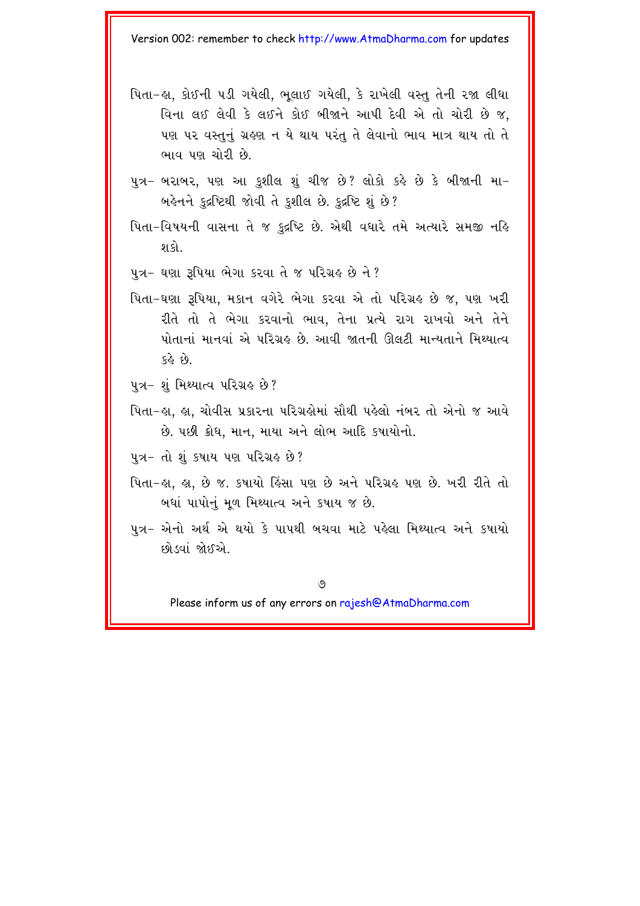પિતા–હા, કોઈની પડી ગયેલી, ભૂલાઈ ગયેલી, કે રાખેલી વસ્તુ તેની રજા લીધા વિના લઈ લેવી કે લઈને કોઈ બીજાને આપી દેવી એ તો ચોરી છે જ, પણ પર વસ્તુનું ગ્રહણ ન યે થાય પરંતુ તે લેવાનો ભાવ માત્ર થાય તો તે ભાવ પણ ચોરી છે.

પુત્ર– બરાબર, પણ આ કુશીલ શું ચીજ છે? લોકો કહે છે કે બીજાની મા-બહેનને કુદ્રષ્ટિથી જોવી તે કુશીલ છે. કુદ્રષ્ટિ શું છે?

પિતા–વિષયની વાસના તે જ કુદ્રષ્ટિ છે. એથી વધારે તમે અત્યારે સમજી નહિ શકો.

પુત્ર– ઘણા રૂપિયા ભેગા કરવા તે જ પરિગ્રહ છે ને?

પિતા–ઘણા રૂપિયા, મકાન વગેરે ભેગા કરવા એ તો પરિગ્રહ છે જ, પણ ખરી રીતે તો તે ભેગા કરવાનો ભાવ, તેના પ્રત્યે રાગ રાખવો અને તેને પોતાનાં માનવાં એ પરિગ્રહ છે. આવી જાતની ઊલટી માન્યતાને મિથ્યાત્વ કહે છે.

પુત્ર– શું મિથ્યાત્વ પરિગ્રહ છે?

પિતા–હા, હા, ચોવીસ પ્રકારના પરિગ્રહોમાં સૌથી પહેલો નંબર તો એનો જ આવે છે. પછી ક્રોધ, માન, માયા અને લોભ આદિ કષાયોનો.

પુત્ર– તો શું કષાય પણ પરિગ્રહ છે?

પિતા–હા, હા, છે જ. કષાયો હિંસા પણ છે અને પરિગ્રહ પણ છે. ખરી રીતે તો બધાં પાપોનું મૂળ મિથ્યાત્વ અને કષાય જ છે.

પુત્ર– એનો અર્થ એ થયો કે પાપથી બચવા માટે પહેલા મિથ્યાત્વ અને કષાયો છોડવાં જોઈએ.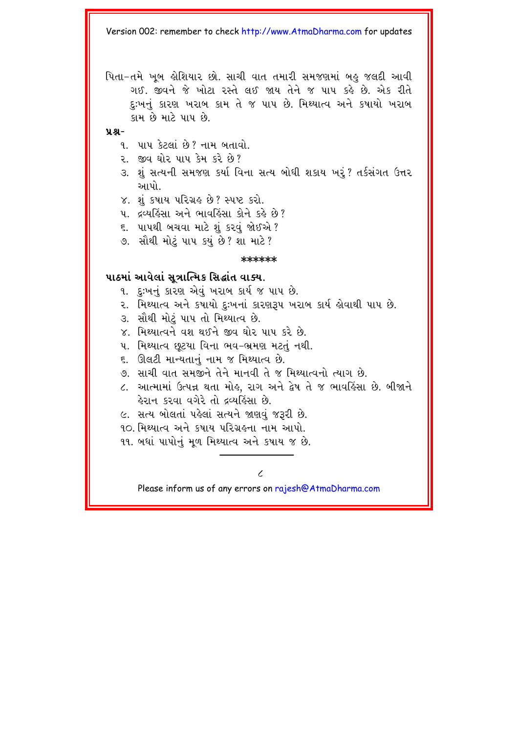પિતા–તમે ખૂબ હોશિયાર છો. સાચી વાત તમારી સમજણમાં બહુ જલદી આવી ગઈ. જીવને જે ખોટા રસ્તે લઈ જાય તેને જ પાપ કહે છે. એક રીતે દુઃખનું કારણ ખરાબ કામ તે જ પાપ છે. મિથ્યાત્વ અને કષાયો ખરાબ કામ છે માટે પાપ છે.

**પ્રશ્ન-**

૧. પાપ કેટલાં છે? નામ બતાવો.
૨. જીવ ઘોર પાપ કેમ કરે છે?
૩. શું સત્યની સમજણ કર્યા વિના સત્ય બોલી શકાય ખરું? તર્કસંગત ઉત્તર આપો.
૪. શું કષાય પરિગ્રહ છે? સ્પષ્ટ કરો.
૫. દ્રવ્યહિંસા અને ભાવહિંસા કોને કહે છે?
૬. પાપથી બચવા માટે શું કરવું જોઈએ?
૭. સૌથી મોટું પાપ કયું છે? શા માટે?

*****

**પાઠમાં આવેલાં સૂત્રાત્મિક સિદ્ધાંત વાક્ય.**

૧. દુઃખનું કારણ એવું ખરાબ કાર્ય જ પાપ છે.
૨. મિથ્યાત્વ અને કષાયો દુઃખનાં કારણરૂપ ખરાબ કાર્ય હોવાથી પાપ છે.
૩. સૌથી મોટું પાપ તો મિથ્યાત્વ છે.
૪. મિથ્યાત્વને વશ થઈને જીવ ઘોર પાપ કરે છે.
૫. મિથ્યાત્વ છૂટયા વિના ભવ–ભ્રમણ મટતું નથી.
૬. ઊલટી માન્યતાનું નામ જ મિથ્યાત્વ છે.
૭. સાચી વાત સમજીને તેને માનવી તે જ મિથ્યાત્વનો ત્યાગ છે.
૮. આત્મામાં ઉત્પન્ન થતા મોહ, રાગ અને દ્વેષ તે જ ભાવહિંસા છે. બીજાને હેરાન કરવા વગેરે તો દ્રવ્યહિંસા છે.
૯. સત્ય બોલતાં પહેલાં સત્યને જાણવું જરૂરી છે.
૧૦. મિથ્યાત્વ અને કષાય પરિગ્રહના નામ આપો.
૧૧. બધાં પાપોનું મૂળ મિથ્યાત્વ અને કષાય જ છે.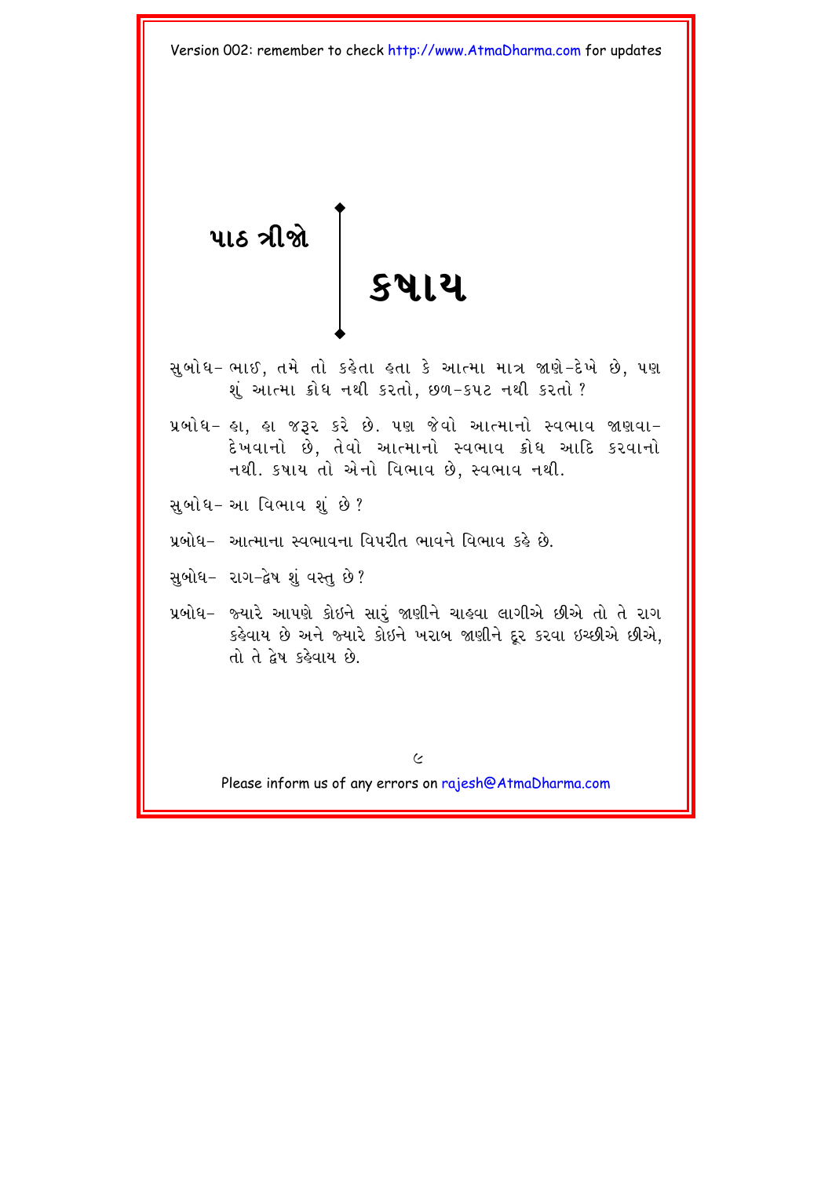# પાઠ ત્રીજો

# કષાય

સુબોધ– ભાઈ, તમે તો કહેતા હતા કે આત્મા માત્ર જાણે-દેખે છે, પણ શું આત્મા ક્રોધ નથી કરતો, છળ-કપટ નથી કરતો ?

પ્રબોધ– હા, હા જરૂર કરે છે. પણ જેવો આત્માનો સ્વભાવ જાણવા-દેખવાનો છે, તેવો આત્માનો સ્વભાવ ક્રોધ આદિ કરવાનો નથી. કષાય તો એનો વિભાવ છે, સ્વભાવ નથી.

સુબોધ– આ વિભાવ શું છે ?

પ્રબોધ– આત્માના સ્વભાવના વિપરીત ભાવને વિભાવ કહે છે.

સુબોધ– રાગ-દ્વેષ શું વસ્તુ છે ?

પ્રબોધ– જ્યારે આપણે કોઇને સારું જાણીને ચાહવા લાગીએ છીએ તો તે રાગ કહેવાય છે અને જ્યારે કોઇને ખરાબ જાણીને દૂર કરવા ઇચ્છીએ છીએ, તો તે દ્વેષ કહેવાય છે.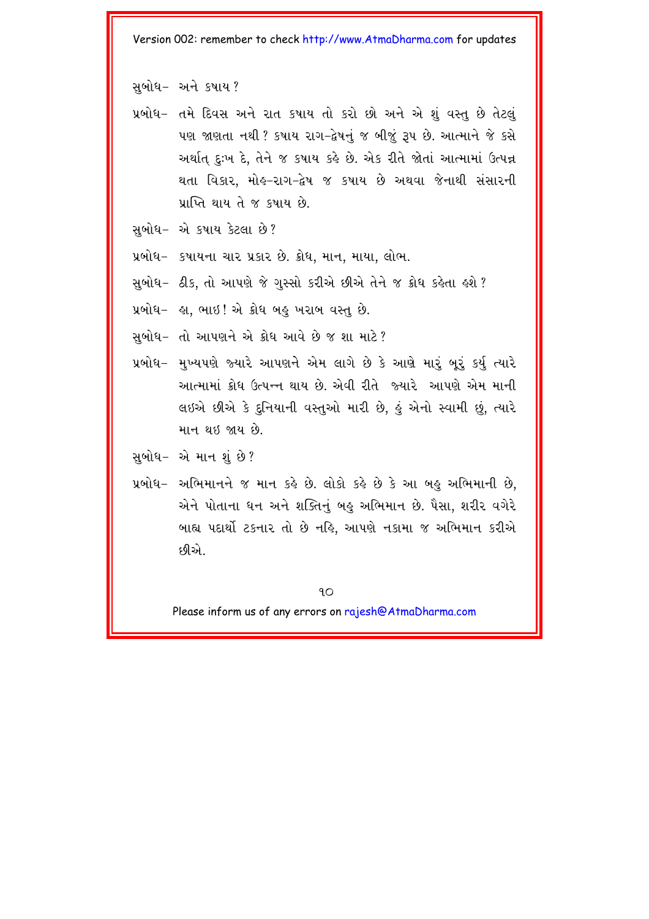સુબોધ– અને કષાય ?

પ્રબોધ– તમે દિવસ અને રાત કષાય તો કરો છો અને એ શું વસ્તુ છે તેટલું પણ જાણતા નથી ? કષાય રાગ–દ્વેષનું જ બીજું રૂપ છે. આત્માને જે કસે અર્થાત્ દુઃખ દે, તેને જ કષાય કહે છે. એક રીતે જોતાં આત્મામાં ઉત્પન્ન થતા વિકાર, મોહ–રાગ–દ્વેષ જ કષાય છે અથવા જેનાથી સંસારની પ્રાપ્તિ થાય તે જ કષાય છે.

સુબોધ– એ કષાય કેટલા છે ?

પ્રબોધ– કષાયના ચાર પ્રકાર છે. ક્રોધ, માન, માયા, લોભ.

સુબોધ– ઠીક, તો આપણે જે ગુસ્સો કરીએ છીએ તેને જ ક્રોધ કહેતા હશે ?

પ્રબોધ– હા, ભાઇ ! એ ક્રોધ બહુ ખરાબ વસ્તુ છે.

સુબોધ– તો આપણને એ ક્રોધ આવે છે જ શા માટે ?

પ્રબોધ– મુખ્યપણે જ્યારે આપણને એમ લાગે છે કે આણે મારું બૂરું કર્યું ત્યારે આત્મામાં ક્રોધ ઉત્પન્ન થાય છે. એવી રીતે જ્યારે આપણે એમ માની લઇએ છીએ કે દુનિયાની વસ્તુઓ મારી છે, હું એનો સ્વામી છું, ત્યારે માન થઇ જાય છે.

સુબોધ– એ માન શું છે ?

પ્રબોધ– અભિમાનને જ માન કહે છે. લોકો કહે છે કે આ બહુ અભિમાની છે, એને પોતાના ધન અને શક્તિનું બહુ અભિમાન છે. પૈસા, શરીર વગેરે બાહ્ય પદાર્થો ટકનાર તો છે નહિ, આપણે નકામા જ અભિમાન કરીએ છીએ.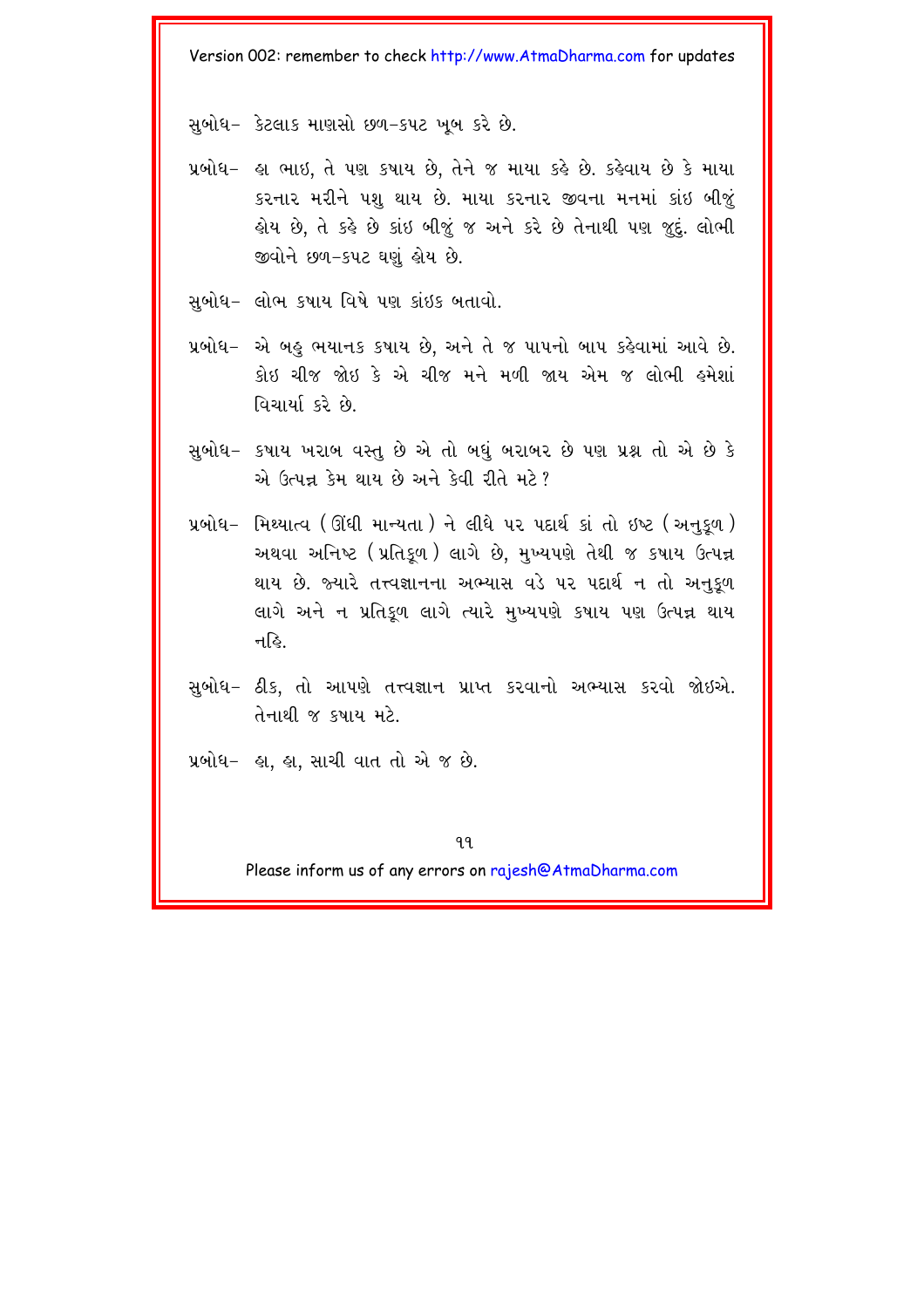સુબોધ– કેટલાક માણસો છળ–કપટ ખૂબ કરે છે.

પ્રબોધ– હા ભાઇ, તે પણ કષાય છે, તેને જ માયા કહે છે. કહેવાય છે કે માયા કરનાર મરીને પશુ થાય છે. માયા કરનાર જીવના મનમાં કાંઇ બીજું હોય છે, તે કહે છે કાંઇ બીજું જ અને કરે છે તેનાથી પણ જુદું. લોભી જીવોને છળ–કપટ ઘણું હોય છે.

સુબોધ– લોભ કષાય વિષે પણ કાંઇક બતાવો.

પ્રબોધ– એ બહુ ભયાનક કષાય છે, અને તે જ પાપનો બાપ કહેવામાં આવે છે. કોઇ ચીજ જોઇ કે એ ચીજ મને મળી જાય એમ જ લોભી હમેશાં વિચાર્યા કરે છે.

સુબોધ– કષાય ખરાબ વસ્તુ છે એ તો બધું બરાબર છે પણ પ્રશ્ન તો એ છે કે એ ઉત્પન્ન કેમ થાય છે અને કેવી રીતે મટે?

પ્રબોધ– મિથ્યાત્વ (ઊંધી માન્યતા) ને લીધે પર પદાર્થ કાં તો ઇષ્ટ (અનુકૂળ) અથવા અનિષ્ટ (પ્રતિકૂળ) લાગે છે, મુખ્યપણે તેથી જ કષાય ઉત્પન્ન થાય છે. જ્યારે તત્ત્વજ્ઞાનના અભ્યાસ વડે પર પદાર્થ ન તો અનુકૂળ લાગે અને ન પ્રતિકૂળ લાગે ત્યારે મુખ્યપણે કષાય પણ ઉત્પન્ન થાય નહિ.

સુબોધ– ઠીક, તો આપણે તત્ત્વજ્ઞાન પ્રાપ્ત કરવાનો અભ્યાસ કરવો જોઇએ. તેનાથી જ કષાય મટે.

પ્રબોધ– હા, હા, સાચી વાત તો એ જ છે.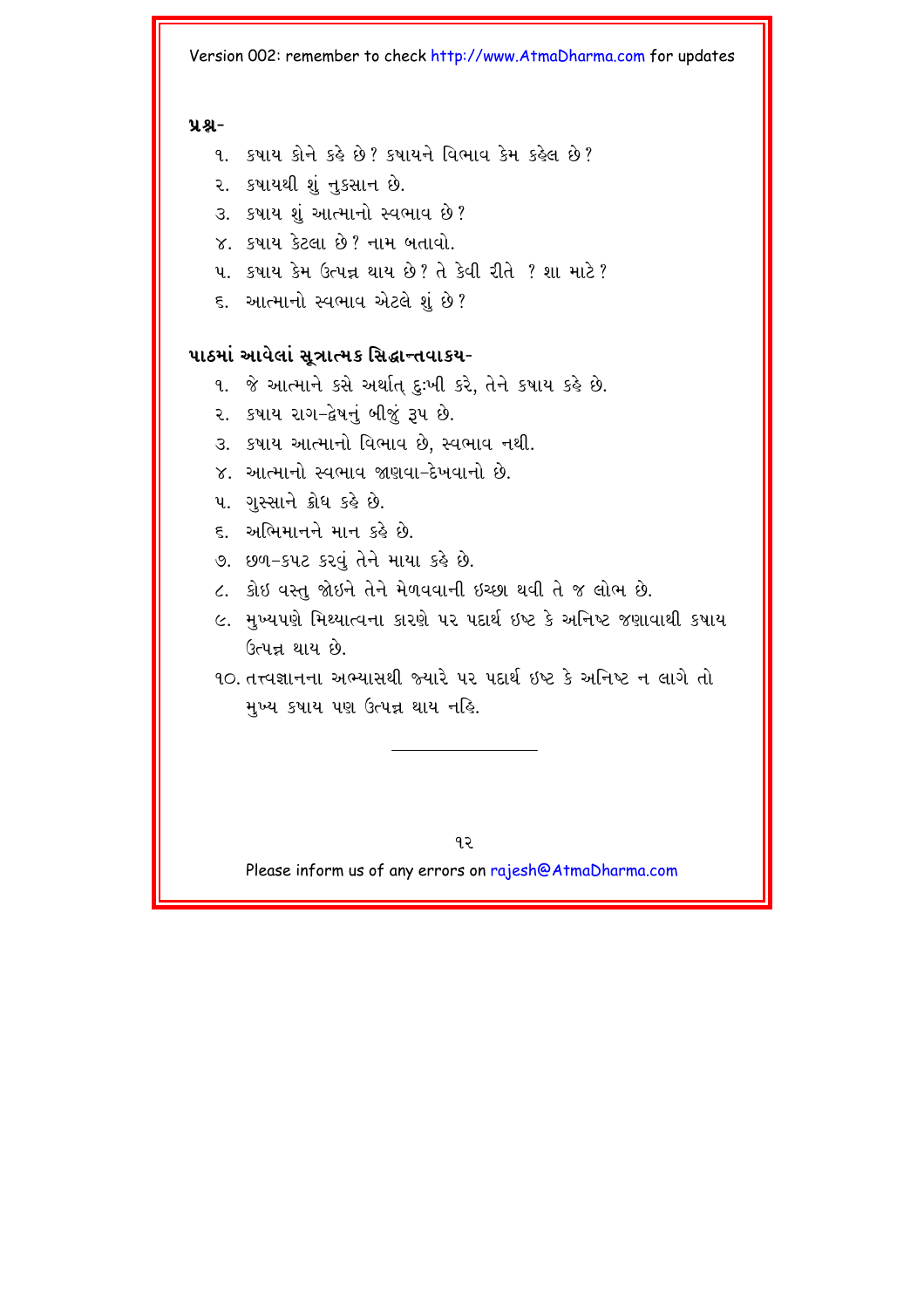**પ્રશ્ન-**

૧. કષાય કોને કહે છે? કષાયને વિભાવ કેમ કહેલ છે?
૨. કષાયથી શું નુકસાન છે.
૩. કષાય શું આત્માનો સ્વભાવ છે?
૪. કષાય કેટલા છે? નામ બતાવો.
૫. કષાય કેમ ઉત્પન્ન થાય છે? તે કેવી રીતે ? શા માટે?
૬. આત્માનો સ્વભાવ એટલે શું છે?

**પાઠમાં આવેલાં સૂત્રાત્મક સિદ્ધાન્તવાકય-**

૧. જે આત્માને કસે અર્થાત્ દુઃખી કરે, તેને કષાય કહે છે.
૨. કષાય રાગ-દ્વેષનું બીજું રૂપ છે.
૩. કષાય આત્માનો વિભાવ છે, સ્વભાવ નથી.
૪. આત્માનો સ્વભાવ જાણવા-દેખવાનો છે.
૫. ગુસ્સાને ક્રોધ કહે છે.
૬. અભિમાનને માન કહે છે.
૭. છળ-કપટ કરવું તેને માયા કહે છે.
૮. કોઇ વસ્તુ જોઇને તેને મેળવવાની ઇચ્છા થવી તે જ લોભ છે.
૯. મુખ્યપણે મિથ્યાત્વના કારણે પર પદાર્થ ઇષ્ટ કે અનિષ્ટ જણાવાથી કષાય ઉત્પન્ન થાય છે.
૧૦. તત્ત્વજ્ઞાનના અભ્યાસથી જ્યારે પર પદાર્થ ઇષ્ટ કે અનિષ્ટ ન લાગે તો મુખ્ય કષાય પણ ઉત્પન્ન થાય નહિ.

---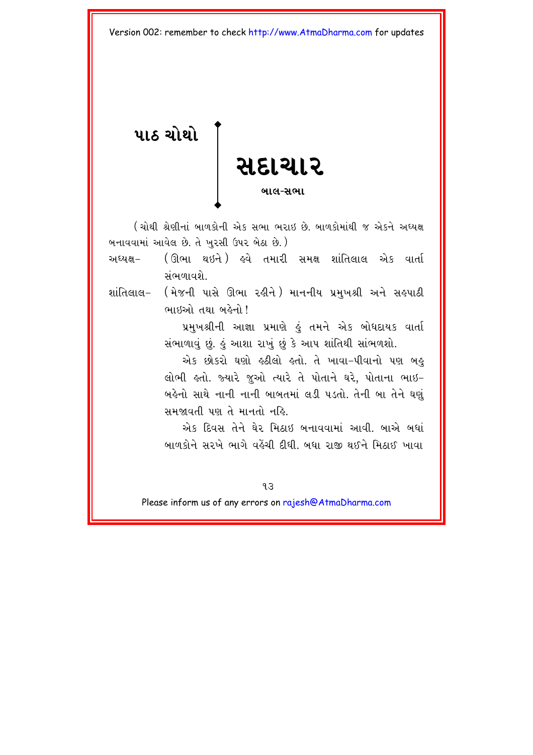**પાઠ ચોથો**

# સદાચાર

**બાલ-સભા**

(ચોથી શ્રેણીનાં બાળકોની એક સભા ભરાઇ છે. બાળકોમાંથી જ એકને અધ્યક્ષ બનાવવામાં આવેલ છે. તે ખુરસી ઉપર બેઠા છે.)

અધ્યક્ષ– (ઊભા થઇને) હવે તમારી સમક્ષ શાંતિલાલ એક વાર્તા સંભળાવશે.

શાંતિલાલ– (મેજની પાસે ઊભા રહીને) માનનીય પ્રમુખશ્રી અને સહપાઠી ભાઇઓ તથા બહેનો!

પ્રમુખશ્રીની આજ્ઞા પ્રમાણે હું તમને એક બોધદાયક વાર્તા સંભાળાવું છું. હું આશા રાખું છું કે આપ શાંતિથી સાંભળશો.

એક છોકરો ઘણો હઠીલો હતો. તે ખાવા-પીવાનો પણ બહુ લોભી હતો. જ્યારે જુઓ ત્યારે તે પોતાને ઘરે, પોતાના ભાઇ-બહેનો સાથે નાની નાની બાબતમાં લડી પડતો. તેની બા તેને ઘણું સમજાવતી પણ તે માનતો નહિ.

એક દિવસ તેને ઘેર મિઠાઇ બનાવવામાં આવી. બાએ બધાં બાળકોને સરખે ભાગે વહેંચી દીધી. બધા રાજી થઇને મિઠાઈ ખાવા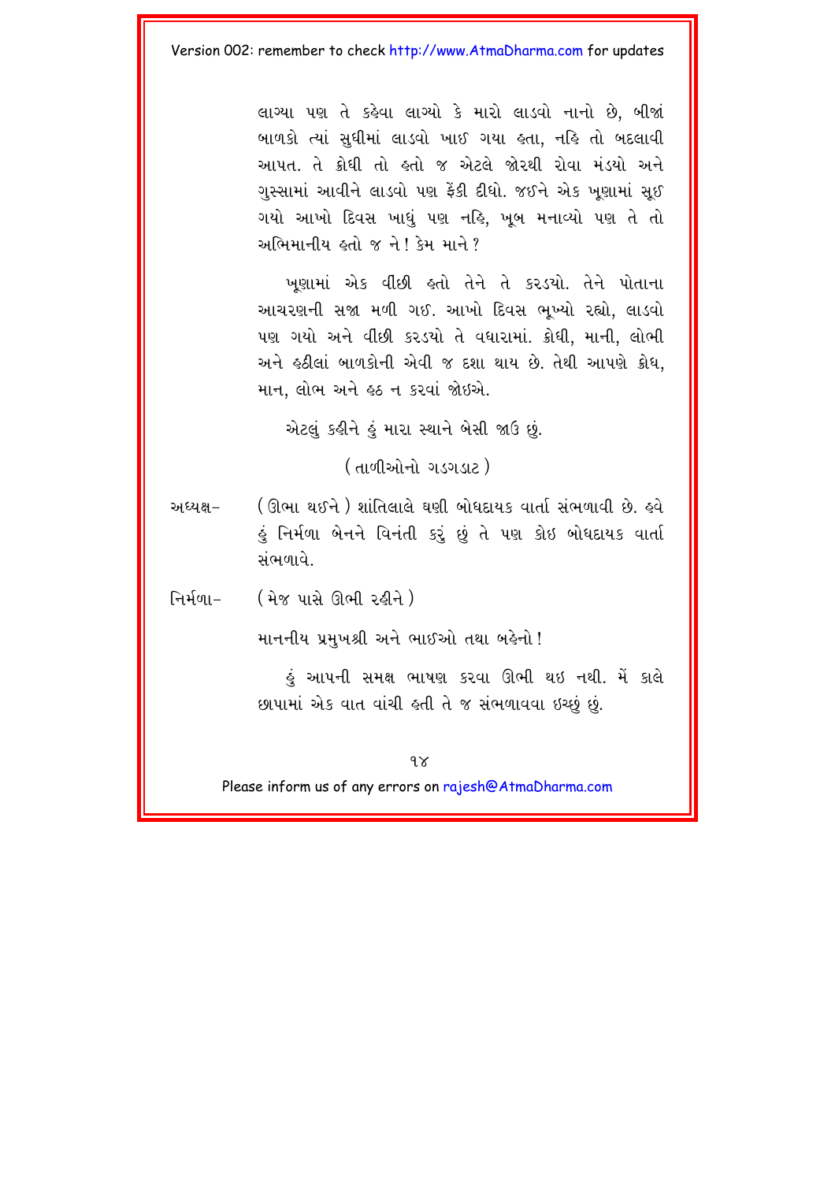લાગ્યા પણ તે કહેવા લાગ્યો કે મારો લાડવો નાનો છે, બીજાં બાળકો ત્યાં સુધીમાં લાડવો ખાઈ ગયા હતા, નહિ તો બદલાવી આપત. તે ક્રોધી તો હતો જ એટલે જોરથી રોવા મંડયો અને ગુસ્સામાં આવીને લાડવો પણ ફેંકી દીધો. જઈને એક ખૂણામાં સૂઈ ગયો આખો દિવસ ખાધું પણ નહિ, ખૂબ મનાવ્યો પણ તે તો અભિમાનીય હતો જ ને! કેમ માને?

ખૂણામાં એક વીછી હતો તેને તે કરડયો. તેને પોતાના આચરણની સજા મળી ગઈ. આખો દિવસ ભૂખ્યો રહ્યો, લાડવો પણ ગયો અને વીછી કરડયો તે વધારામાં. ક્રોધી, માની, લોભી અને હઠીલાં બાળકોની એવી જ દશા થાય છે. તેથી આપણે ક્રોધ, માન, લોભ અને હઠ ન કરવાં જોઇએ.

એટલું કહીને હું મારા સ્થાને બેસી જાઉં છું.

(તાળીઓનો ગડગડાટ)

અધ્યક્ષ– (ઊભા થઈને) શાંતિલાલે ઘણી બોધદાયક વાર્તા સંભળાવી છે. હવે હું નિર્મળા બેનને વિનંતી કરું છું તે પણ કોઇ બોધદાયક વાર્તા સંભળાવે.

નિર્મળા– (મેજ પાસે ઊભી રહીને)

માનનીય પ્રમુખશ્રી અને ભાઈઓ તથા બહેનો!

હું આપની સમક્ષ ભાષણ કરવા ઊભી થઇ નથી. મેં કાલે છાપામાં એક વાત વાંચી હતી તે જ સંભળાવવા ઇચ્છું છું.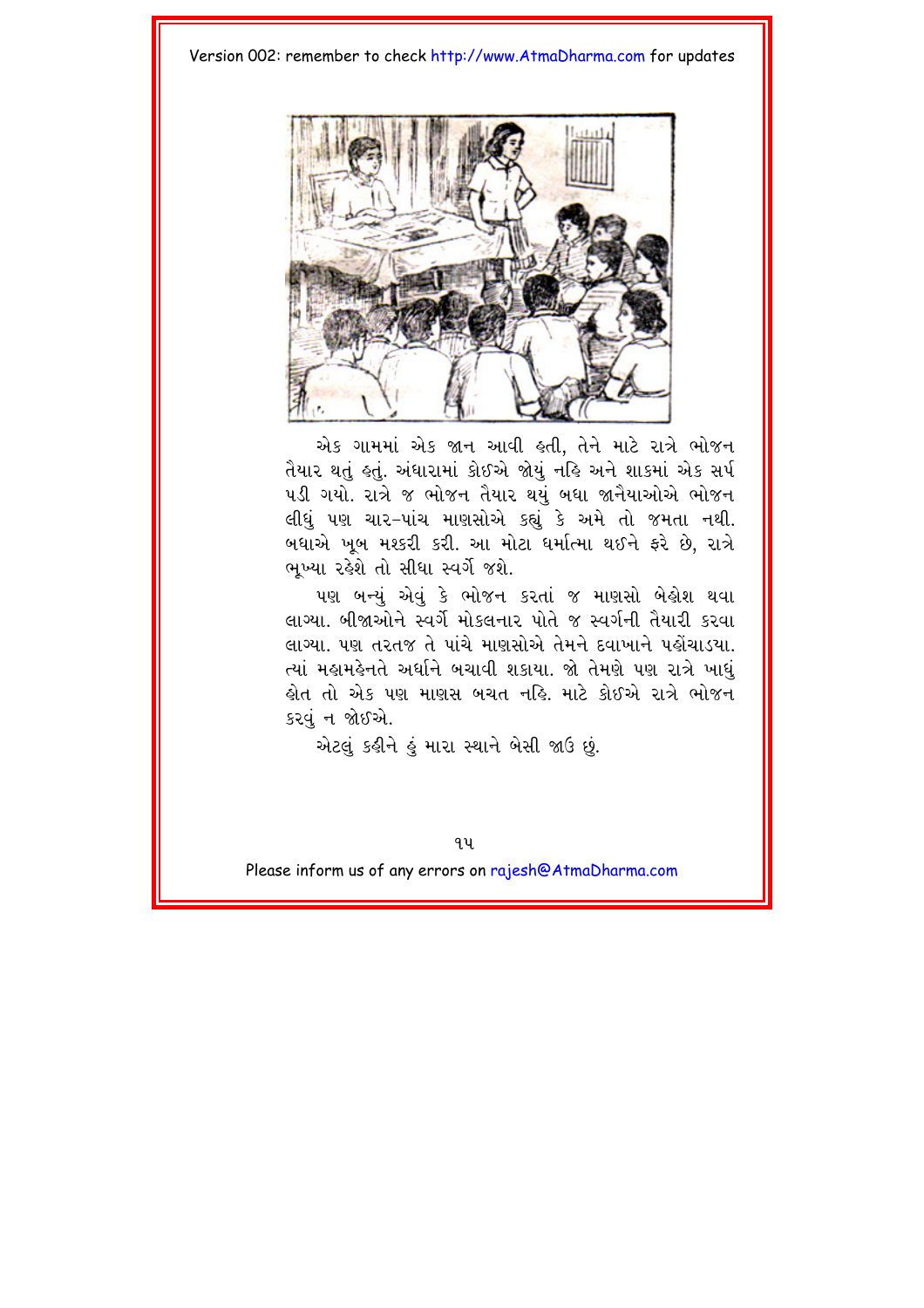એક ગામમાં એક જાન આવી હતી, તેને માટે રાત્રે ભોજન તૈયાર થતું હતું. અંધારામાં કોઈએ જોયું નહિ અને શાકમાં એક સર્પ પડી ગયો. રાત્રે જ ભોજન તૈયાર થયું બધા જાનૈયાઓએ ભોજન લીધું પણ ચાર-પાંચ માણસોએ કહ્યું કે અમે તો જમતા નથી. બધાએ ખૂબ મશ્કરી કરી. આ મોટા ધર્માત્મા થઈને ફરે છે, રાત્રે ભૂખ્યા રહેશે તો સીધા સ્વર્ગે જશે.

પણ બન્યું એવું કે ભોજન કરતાં જ માણસો બેહોશ થવા લાગ્યા. બીજાઓને સ્વર્ગે મોકલનાર પોતે જ સ્વર્ગની તૈયારી કરવા લાગ્યા. પણ તરતજ તે પાંચે માણસોએ તેમને દવાખાને પહોંચાડયા. ત્યાં મહામહેનતે અર્ધાને બચાવી શકાયા. જો તેમણે પણ રાત્રે ખાધું હોત તો એક પણ માણસ બચત નહિ. માટે કોઈએ રાત્રે ભોજન કરવું ન જોઈએ.

એટલું કહીને હું મારા સ્થાને બેસી જાઉં છું.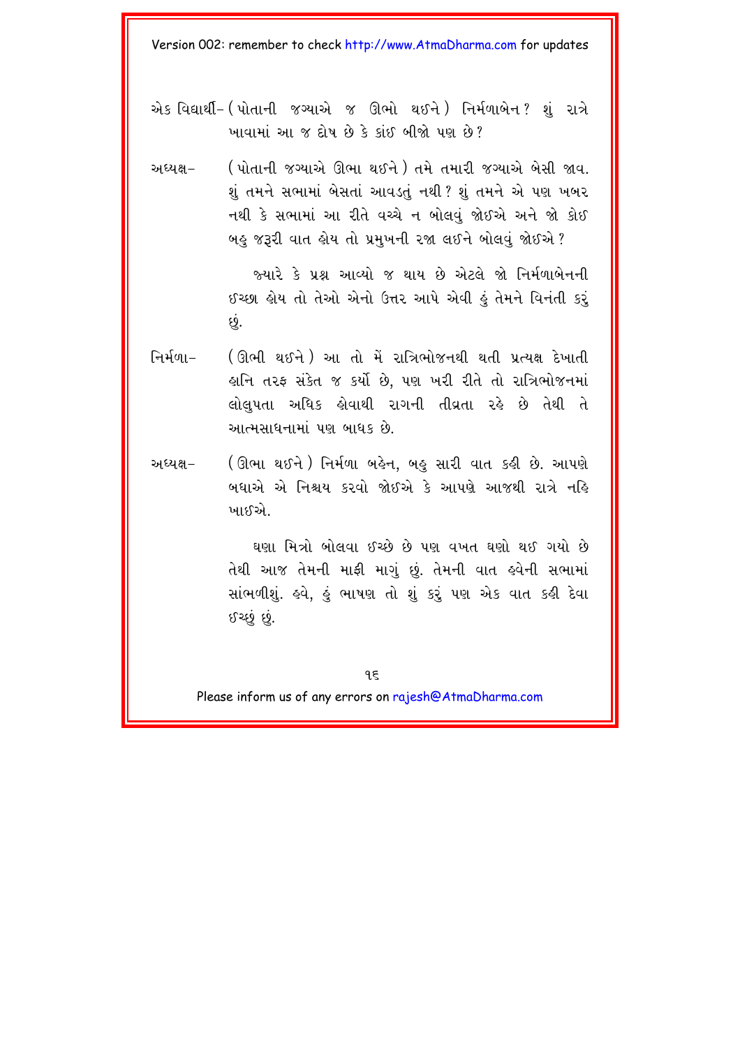એક વિદ્યાર્થી– (પોતાની જગ્યાએ જ ઊભો થઈને) નિર્મળાબેન? શું રાત્રે ખાવામાં આ જ દોષ છે કે કાંઈ બીજો પણ છે?

અધ્યક્ષ– (પોતાની જગ્યાએ ઊભા થઈને) તમે તમારી જગ્યાએ બેસી જાવ. શું તમને સભામાં બેસતાં આવડતું નથી? શું તમને એ પણ ખબર નથી કે સભામાં આ રીતે વચ્ચે ન બોલવું જોઈએ અને જો કોઈ બહુ જરૂરી વાત હોય તો પ્રમુખની રજા લઈને બોલવું જોઈએ?

જ્યારે કે પ્રશ્ન આવ્યો જ થાય છે એટલે જો નિર્મળાબેનની ઈચ્છા હોય તો તેઓ એનો ઉત્તર આપે એવી હું તેમને વિનંતી કરું છું.

નિર્મળા– (ઊભી થઈને) આ તો મેં રાત્રિભોજનથી થતી પ્રત્યક્ષ દેખાતી હાનિ તરફ સંકેત જ કર્યો છે, પણ ખરી રીતે તો રાત્રિભોજનમાં લોલુપતા અધિક હોવાથી રાગની તીવ્રતા રહે છે તેથી તે આત્મસાધનામાં પણ બાધક છે.

અધ્યક્ષ– (ઊભા થઈને) નિર્મળા બહેન, બહુ સારી વાત કહી છે. આપણે બધાએ એ નિશ્ચય કરવો જોઈએ કે આપણે આજથી રાત્રે નહિ ખાઈએ.

ઘણા મિત્રો બોલવા ઈચ્છે છે પણ વખત ઘણો થઈ ગયો છે તેથી આજ તેમની માફી માગું છું. તેમની વાત હવેની સભામાં સાંભળીશું. હવે, હું ભાષણ તો શું કરું પણ એક વાત કહી દેવા ઈચ્છું છું.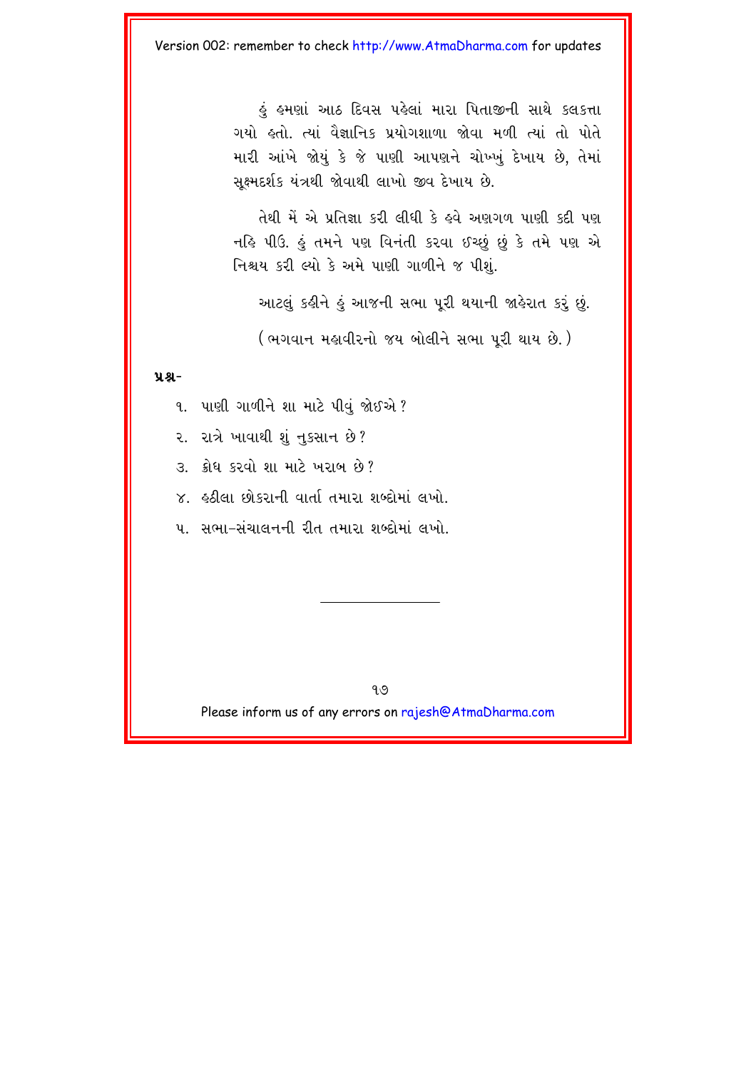હું હમણાં આઠ દિવસ પહેલાં મારા પિતાજીની સાથે કલકત્તા ગયો હતો. ત્યાં વૈજ્ઞાનિક પ્રયોગશાળા જોવા મળી ત્યાં તો પોતે મારી આંખે જોયું કે જે પાણી આપણને ચોખ્ખું દેખાય છે, તેમાં સૂક્ષ્મદર્શક યંત્રથી જોવાથી લાખો જીવ દેખાય છે.

તેથી મેં એ પ્રતિજ્ઞા કરી લીધી કે હવે અણગળ પાણી કદી પણ નહિ પીઉં. હું તમને પણ વિનંતી કરવા ઈચ્છું છું કે તમે પણ એ નિશ્ચય કરી લ્યો કે અમે પાણી ગાળીને જ પીશું.

આટલું કહીને હું આજની સભા પૂરી થયાની જાહેરાત કરું છું.

( ભગવાન મહાવીરનો જય બોલીને સભા પૂરી થાય છે. )

**પ્રશ્ન-**

૧. પાણી ગાળીને શા માટે પીવું જોઈએ ?

૨. રાત્રે ખાવાથી શું નુકસાન છે ?

૩. ક્રોધ કરવો શા માટે ખરાબ છે ?

૪. હઠીલા છોકરાની વાર્તા તમારા શબ્દોમાં લખો.

૫. સભા-સંચાલનની રીત તમારા શબ્દોમાં લખો.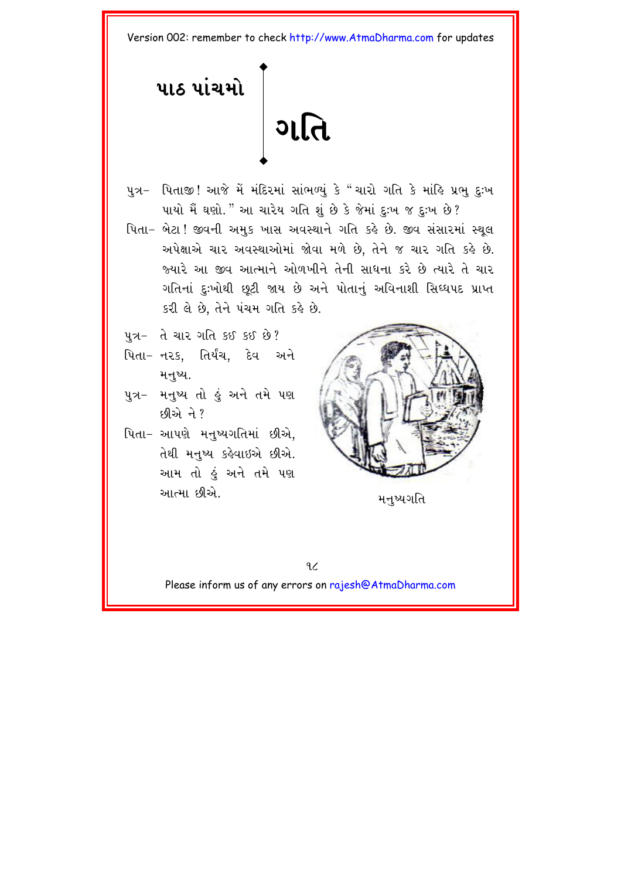# પાઠ પાંચમો

# ગતિ

પુત્ર– પિતાજી! આજે મેં મંદિરમાં સાંભળ્યું કે "ચારો ગતિ કે માંહિ પ્રભુ દુઃખ પાયો મૈં ઘણો." આ ચારેય ગતિ શું છે કે જેમાં દુઃખ જ દુઃખ છે?

પિતા– બેટા! જીવની અમુક ખાસ અવસ્થાને ગતિ કહે છે. જીવ સંસારમાં સ્થૂલ અપેક્ષાએ ચાર અવસ્થાઓમાં જોવા મળે છે, તેને જ ચાર ગતિ કહે છે. જ્યારે આ જીવ આત્માને ઓળખીને તેની સાધના કરે છે ત્યારે તે ચાર ગતિનાં દુઃખોથી છૂટી જાય છે અને પોતાનું અવિનાશી સિધ્ધપદ પ્રાપ્ત કરી લે છે, તેને પંચમ ગતિ કહે છે.

પુત્ર– તે ચાર ગતિ કઈ કઈ છે?

પિતા– નરક, તિર્યંચ, દેવ અને મનુષ્ય.

પુત્ર– મનુષ્ય તો હું અને તમે પણ છીએ ને?

પિતા– આપણે મનુષ્યગતિમાં છીએ, તેથી મનુષ્ય કહેવાઇએ છીએ. આમ તો હું અને તમે પણ આત્મા છીએ.

મનુષ્યગતિ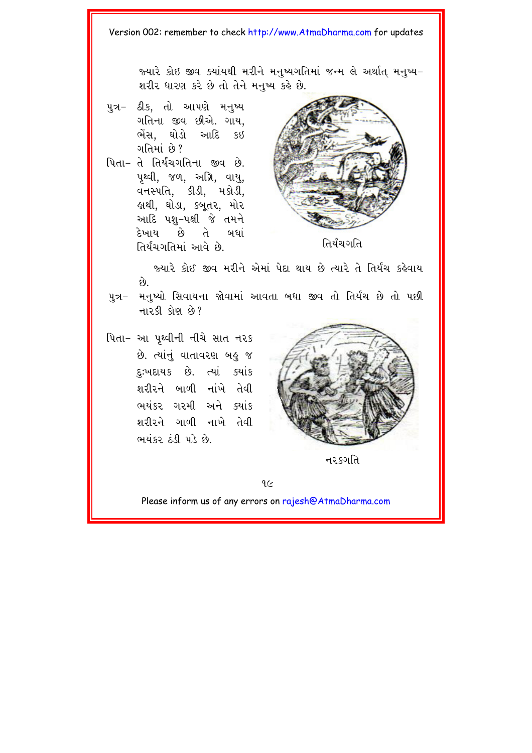જ્યારે કોઇ જીવ ક્યાંયથી મરીને મનુષ્યગતિમાં જન્મ લે અર્થાત્ મનુષ્ય–શરીર ધારણ કરે છે તો તેને મનુષ્ય કહે છે.

પુત્ર– ઠીક, તો આપણે મનુષ્ય ગતિના જીવ છીએ. ગાય, ભેંસ, ઘોડો આદિ કઇ ગતિમાં છે?

પિતા– તે તિર્યંચગતિના જીવ છે. પૃથ્વી, જળ, અગ્નિ, વાયુ, વનસ્પતિ, કીડી, મકોડી, હાથી, ઘોડા, કબૂતર, મોર આદિ પશુ–પક્ષી જે તમને દેખાય છે તે બધાં તિર્યંચગતિમાં આવે છે.

તિર્યંચગતિ

જ્યારે કોઈ જીવ મરીને એમાં પેદા થાય છે ત્યારે તે તિર્યંચ કહેવાય છે.

પુત્ર– મનુષ્યો સિવાયના જોવામાં આવતા બધા જીવ તો તિર્યંચ છે તો પછી નારકી કોણ છે?

પિતા– આ પૃથ્વીની નીચે સાત નરક છે. ત્યાંનું વાતાવરણ બહુ જ દુઃખદાયક છે. ત્યાં ક્યાંક શરીરને બાળી નાંખે તેવી ભયંકર ગરમી અને ક્યાંક શરીરને ગાળી નાખે તેવી ભયંકર ઠંડી પડે છે.

નરકગતિ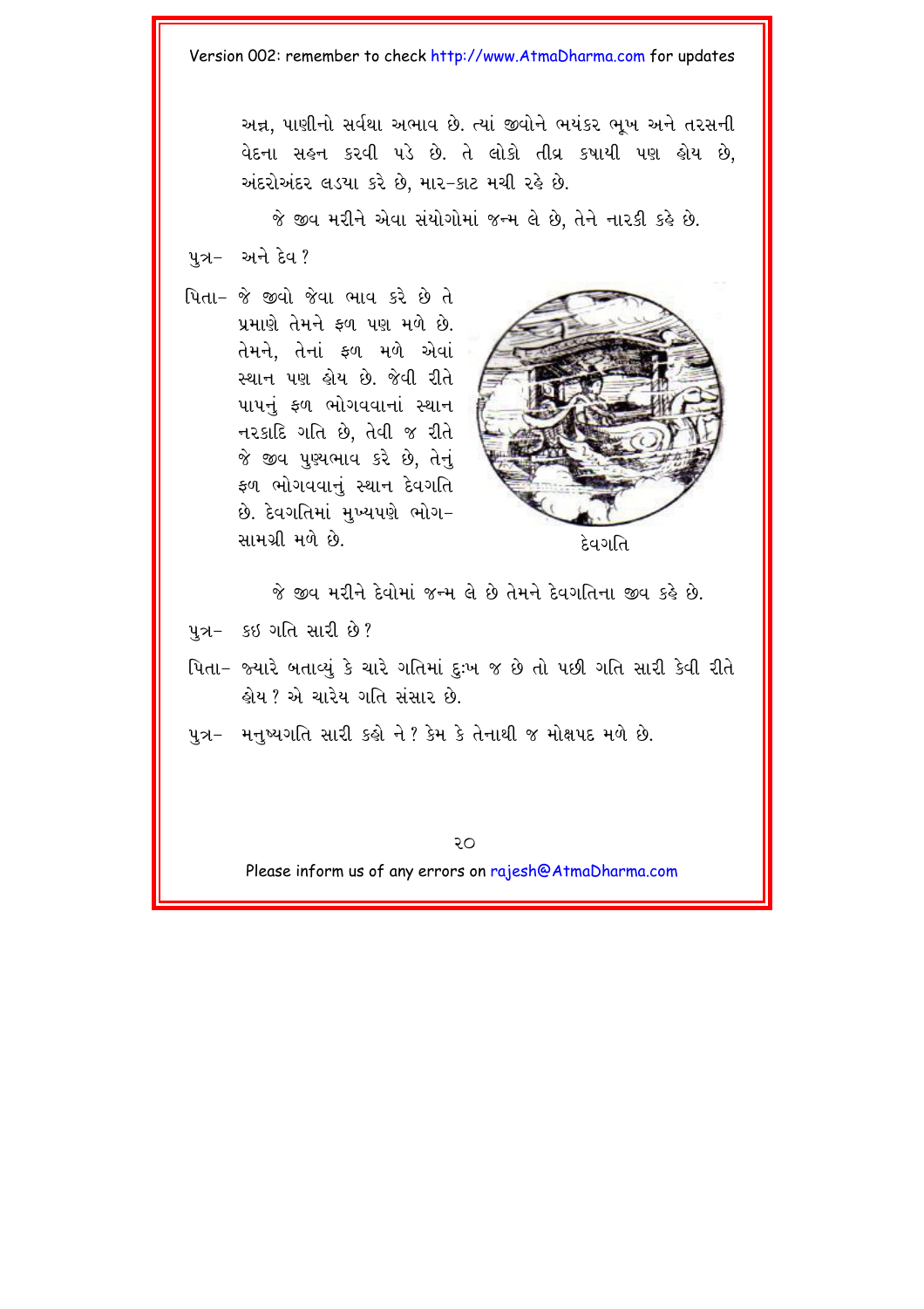અન્ન, પાણીનો સર્વથા અભાવ છે. ત્યાં જીવોને ભયંકર ભૂખ અને તરસની વેદના સહન કરવી પડે છે. તે લોકો તીવ્ર કષાયી પણ હોય છે, અંદરોઅંદર લડયા કરે છે, માર-કાટ મચી રહે છે.

જે જીવ મરીને એવા સંયોગોમાં જન્મ લે છે, તેને નારકી કહે છે.

પુત્ર- અને દેવ?

પિતા- જે જીવો જેવા ભાવ કરે છે તે પ્રમાણે તેમને ફળ પણ મળે છે. તેમને, તેનાં ફળ મળે એવાં સ્થાન પણ હોય છે. જેવી રીતે પાપનું ફળ ભોગવવાનાં સ્થાન નરકાદિ ગતિ છે, તેવી જ રીતે જે જીવ પુણ્યભાવ કરે છે, તેનું ફળ ભોગવવાનું સ્થાન દેવગતિ છે. દેવગતિમાં મુખ્યપણે ભોગ-સામગ્રી મળે છે.

દેવગતિ

જે જીવ મરીને દેવોમાં જન્મ લે છે તેમને દેવગતિના જીવ કહે છે.

પુત્ર- કઇ ગતિ સારી છે?

પિતા- જ્યારે બતાવ્યું કે ચારે ગતિમાં દુઃખ જ છે તો પછી ગતિ સારી કેવી રીતે હોય? એ ચારેય ગતિ સંસાર છે.

પુત્ર- મનુષ્યગતિ સારી કહો ને? કેમ કે તેનાથી જ મોક્ષપદ મળે છે.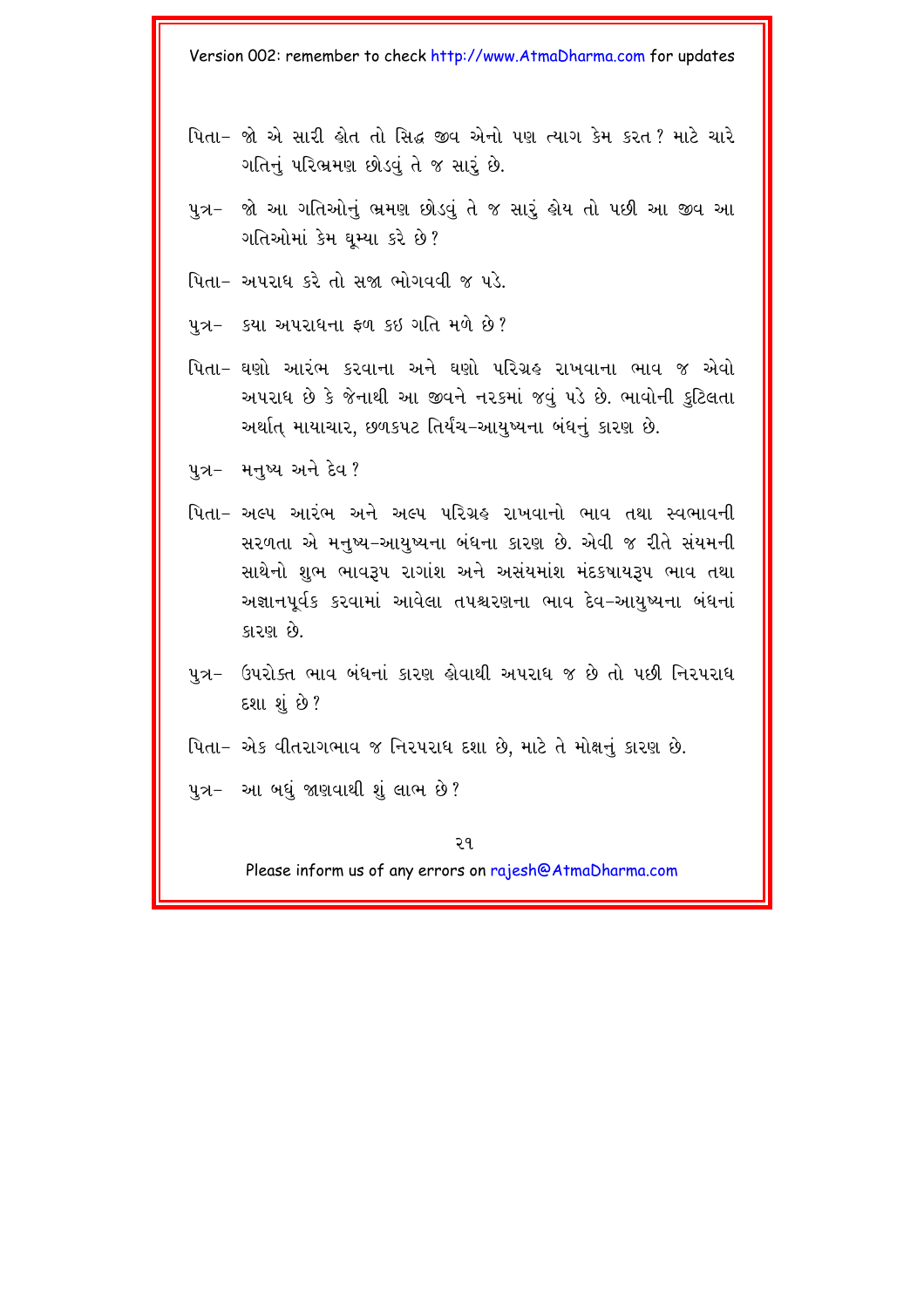પિતા– જો એ સારી હોત તો સિદ્ધ જીવ એનો પણ ત્યાગ કેમ કરત? માટે ચારે ગતિનું પરિભ્રમણ છોડવું તે જ સારું છે.

પુત્ર– જો આ ગતિઓનું ભ્રમણ છોડવું તે જ સારું હોય તો પછી આ જીવ આ ગતિઓમાં કેમ ઘૂમ્યા કરે છે?

પિતા– અપરાધ કરે તો સજા ભોગવવી જ પડે.

પુત્ર– ક્યા અપરાધના ફળ કઇ ગતિ મળે છે?

પિતા– ઘણો આરંભ કરવાના અને ઘણો પરિગ્રહ રાખવાના ભાવ જ એવો અપરાધ છે કે જેનાથી આ જીવને નરકમાં જવું પડે છે. ભાવોની કુટિલતા અર્થાત્ માયાચાર, છળકપટ તિર્યંચ–આયુષ્યના બંધનું કારણ છે.

પુત્ર– મનુષ્ય અને દેવ?

પિતા– અલ્પ આરંભ અને અલ્પ પરિગ્રહ રાખવાનો ભાવ તથા સ્વભાવની સરળતા એ મનુષ્ય–આયુષ્યના બંધના કારણ છે. એવી જ રીતે સંયમની સાથેનો શુભ ભાવરૂપ રાગાંશ અને અસંયમાંશ મંદકષાયરૂપ ભાવ તથા અજ્ઞાનપૂર્વક કરવામાં આવેલા તપશ્ચરણના ભાવ દેવ–આયુષ્યના બંધનાં કારણ છે.

પુત્ર– ઉપરોક્ત ભાવ બંધનાં કારણ હોવાથી અપરાધ જ છે તો પછી નિરપરાધ દશા શું છે?

પિતા– એક વીતરાગભાવ જ નિરપરાધ દશા છે, માટે તે મોક્ષનું કારણ છે.

પુત્ર– આ બધું જાણવાથી શું લાભ છે?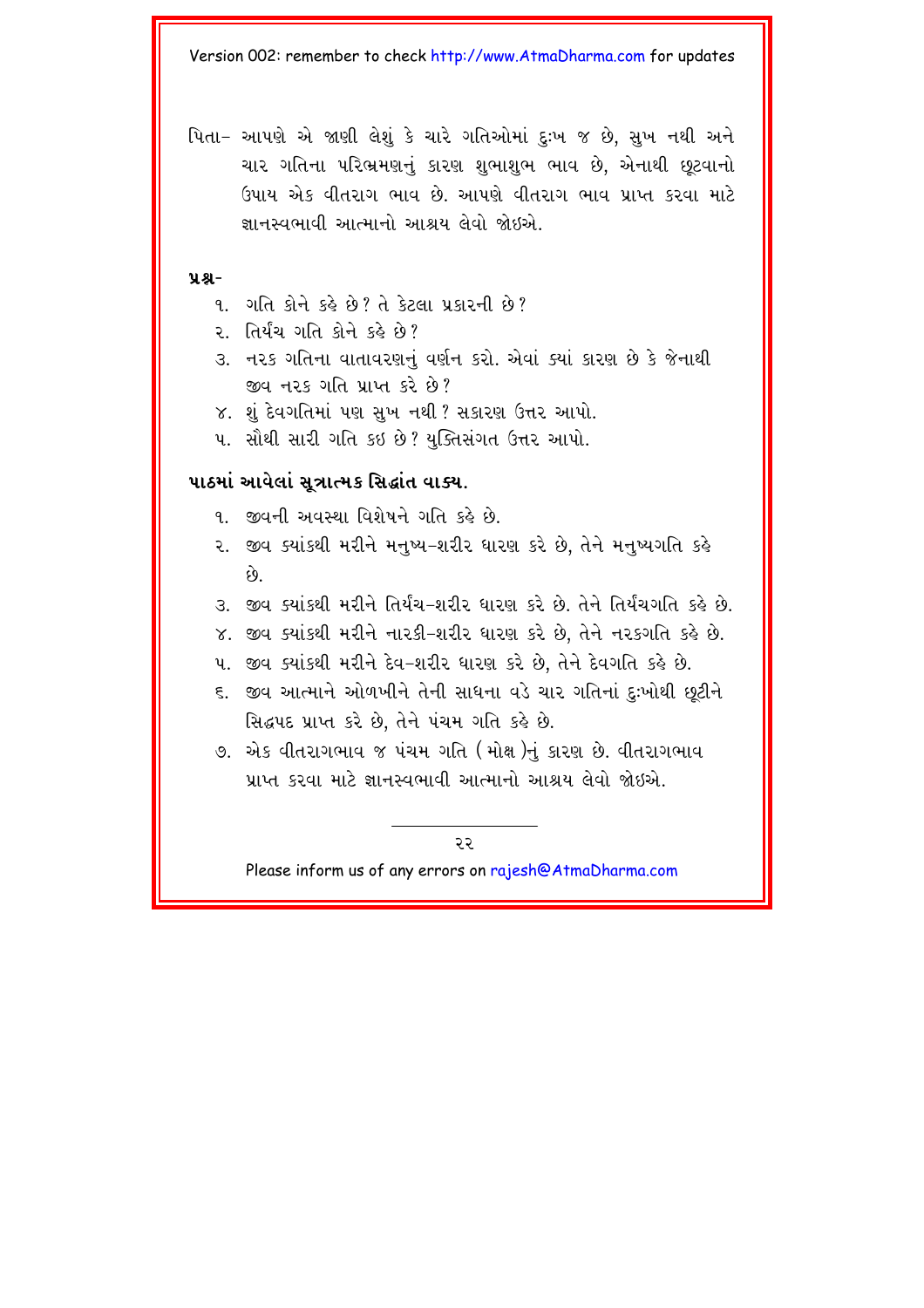પિતા– આપણે એ જાણી લેશું કે ચારે ગતિઓમાં દુઃખ જ છે, સુખ નથી અને ચાર ગતિના પરિભ્રમણનું કારણ શુભાશુભ ભાવ છે, એનાથી છૂટવાનો ઉપાય એક વીતરાગ ભાવ છે. આપણે વીતરાગ ભાવ પ્રાપ્ત કરવા માટે જ્ઞાનસ્વભાવી આત્માનો આશ્રય લેવો જોઇએ.

**પ્રશ્ન–**

૧. ગતિ કોને કહે છે? તે કેટલા પ્રકારની છે?
૨. તિર્યંચ ગતિ કોને કહે છે?
૩. નરક ગતિના વાતાવરણનું વર્ણન કરો. એવાં ક્યાં કારણ છે કે જેનાથી જીવ નરક ગતિ પ્રાપ્ત કરે છે?
૪. શું દેવગતિમાં પણ સુખ નથી? સકારણ ઉત્તર આપો.
૫. સૌથી સારી ગતિ કઇ છે? યુક્તિસંગત ઉત્તર આપો.

**પાઠમાં આવેલાં સૂત્રાત્મક સિદ્ધાંત વાક્ય.**

૧. જીવની અવસ્થા વિશેષને ગતિ કહે છે.
૨. જીવ ક્યાંકથી મરીને મનુષ્ય–શરીર ધારણ કરે છે, તેને મનુષ્યગતિ કહે છે.
૩. જીવ ક્યાંકથી મરીને તિર્યંચ–શરીર ધારણ કરે છે. તેને તિર્યંચગતિ કહે છે.
૪. જીવ ક્યાંકથી મરીને નારકી–શરીર ધારણ કરે છે, તેને નરકગતિ કહે છે.
૫. જીવ ક્યાંકથી મરીને દેવ–શરીર ધારણ કરે છે, તેને દેવગતિ કહે છે.
૬. જીવ આત્માને ઓળખીને તેની સાધના વડે ચાર ગતિનાં દુઃખોથી છૂટીને સિદ્ધપદ પ્રાપ્ત કરે છે, તેને પંચમ ગતિ કહે છે.
૭. એક વીતરાગભાવ જ પંચમ ગતિ (મોક્ષ)નું કારણ છે. વીતરાગભાવ પ્રાપ્ત કરવા માટે જ્ઞાનસ્વભાવી આત્માનો આશ્રય લેવો જોઇએ.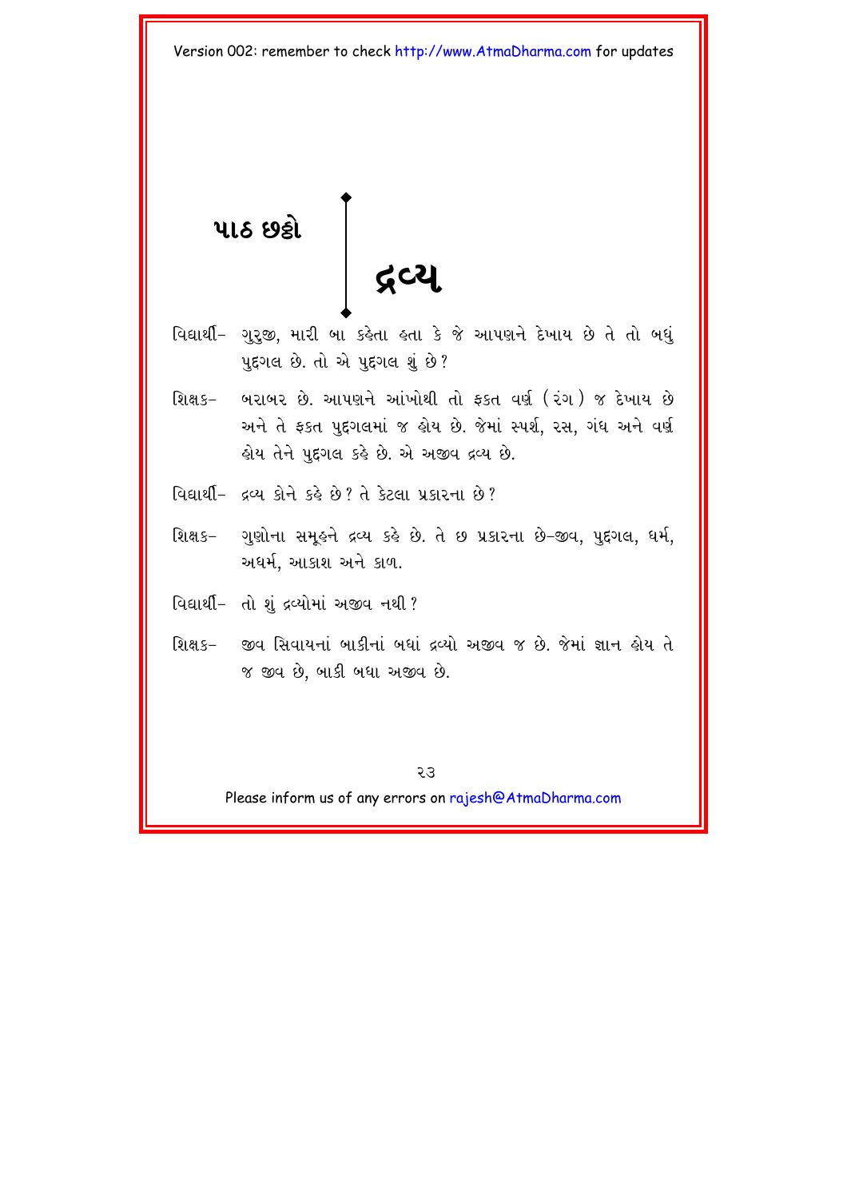# પાઠ છઠ્ઠો

## દ્રવ્ય

વિદ્યાર્થી– ગુરુજી, મારી બા કહેતા હતા કે જે આપણને દેખાય છે તે તો બધું પુદ્ગલ છે. તો એ પુદ્ગલ શું છે?

શિક્ષક– બરાબર છે. આપણને આંખોથી તો ફક્ત વર્ણ (રંગ) જ દેખાય છે અને તે ફક્ત પુદ્ગલમાં જ હોય છે. જેમાં સ્પર્શ, રસ, ગંધ અને વર્ણ હોય તેને પુદ્ગલ કહે છે. એ અજીવ દ્રવ્ય છે.

વિદ્યાર્થી– દ્રવ્ય કોને કહે છે? તે કેટલા પ્રકારના છે?

શિક્ષક– ગુણોના સમૂહને દ્રવ્ય કહે છે. તે છ પ્રકારના છે–જીવ, પુદ્ગલ, ધર્મ, અધર્મ, આકાશ અને કાળ.

વિદ્યાર્થી– તો શું દ્રવ્યોમાં અજીવ નથી?

શિક્ષક– જીવ સિવાયનાં બાકીનાં બધાં દ્રવ્યો અજીવ જ છે. જેમાં જ્ઞાન હોય તે જ જીવ છે, બાકી બધા અજીવ છે.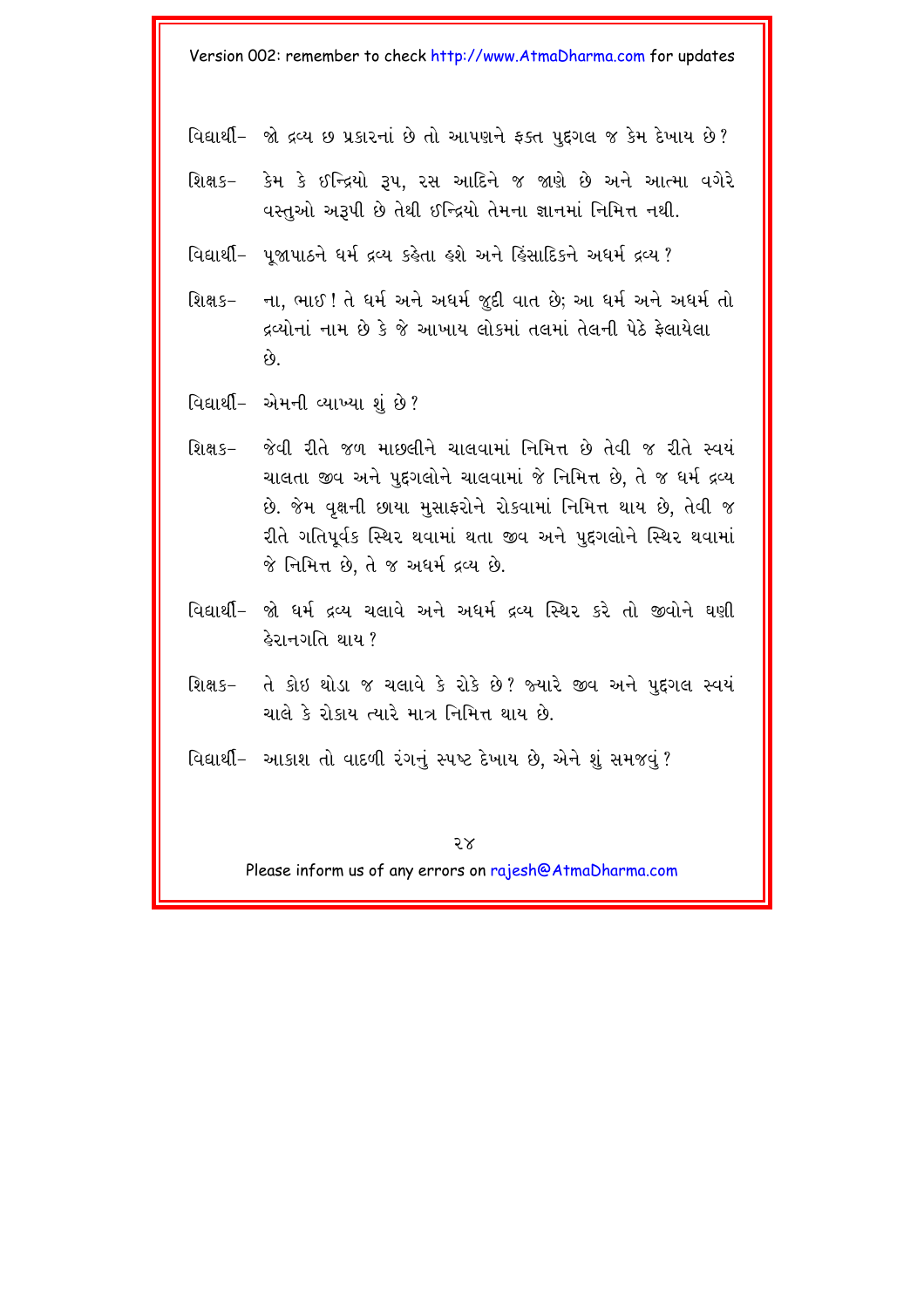વિદ્યાર્થી– જો દ્રવ્ય છ પ્રકારનાં છે તો આપણને ફક્ત પુદ્ગલ જ કેમ દેખાય છે?

શિક્ષક– કેમ કે ઇન્દ્રિયો રૂપ, રસ આદિને જ જાણે છે અને આત્મા વગેરે વસ્તુઓ અરૂપી છે તેથી ઇન્દ્રિયો તેમના જ્ઞાનમાં નિમિત્ત નથી.

વિદ્યાર્થી– પૂજાપાઠને ધર્મ દ્રવ્ય કહેતા હશે અને હિંસાદિકને અધર્મ દ્રવ્ય?

શિક્ષક– ના, ભાઈ! તે ધર્મ અને અધર્મ જુદી વાત છે; આ ધર્મ અને અધર્મ તો દ્રવ્યોનાં નામ છે કે જે આખાય લોકમાં તલમાં તેલની પેઠે ફેલાયેલા છે.

વિદ્યાર્થી– એમની વ્યાખ્યા શું છે?

શિક્ષક– જેવી રીતે જળ માછલીને ચાલવામાં નિમિત્ત છે તેવી જ રીતે સ્વયં ચાલતા જીવ અને પુદ્ગલોને ચાલવામાં જે નિમિત્ત છે, તે જ ધર્મ દ્રવ્ય છે. જેમ વૃક્ષની છાયા મુસાફરોને રોકવામાં નિમિત્ત થાય છે, તેવી જ રીતે ગતિપૂર્વક સ્થિર થવામાં થતા જીવ અને પુદ્ગલોને સ્થિર થવામાં જે નિમિત્ત છે, તે જ અધર્મ દ્રવ્ય છે.

વિદ્યાર્થી– જો ધર્મ દ્રવ્ય ચલાવે અને અધર્મ દ્રવ્ય સ્થિર કરે તો જીવોને ઘણી હેરાનગતિ થાય?

શિક્ષક– તે કોઇ થોડા જ ચલાવે કે રોકે છે? જ્યારે જીવ અને પુદ્ગલ સ્વયં ચાલે કે રોકાય ત્યારે માત્ર નિમિત્ત થાય છે.

વિદ્યાર્થી– આકાશ તો વાદળી રંગનું સ્પષ્ટ દેખાય છે, એને શું સમજવું?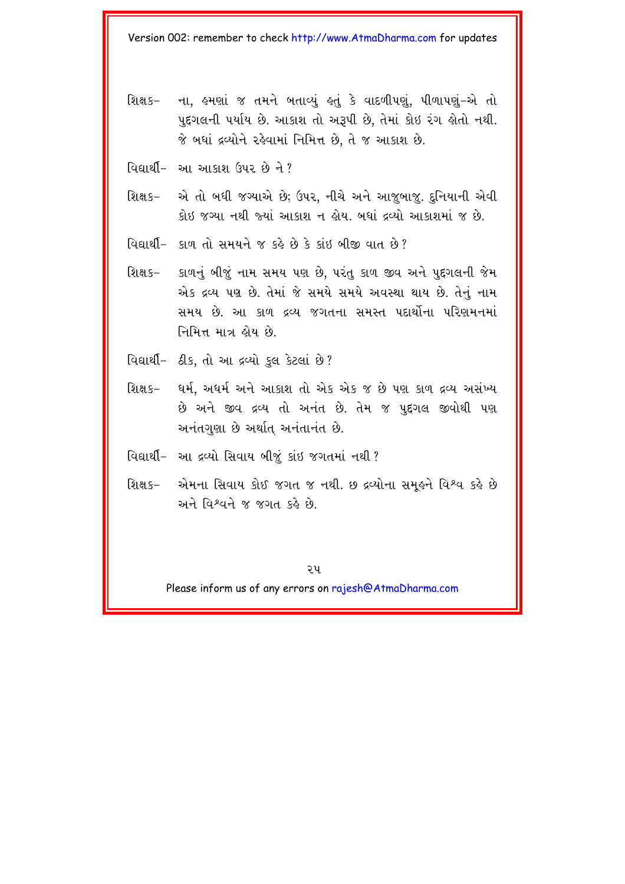શિક્ષક– ના, હમણાં જ તમને બતાવ્યું હતું કે વાદળીપણું, પીળાપણું–એ તો પુદ્‌ગલની પર્યાય છે. આકાશ તો અરૂપી છે, તેમાં કોઇ રંગ હોતો નથી. જે બધાં દ્રવ્યોને રહેવામાં નિમિત્ત છે, તે જ આકાશ છે.

વિદ્યાર્થી– આ આકાશ ઉપર છે ને?

શિક્ષક– એ તો બધી જગ્યાએ છે; ઉપર, નીચે અને આજુબાજુ. દુનિયાની એવી કોઇ જગ્યા નથી જ્યાં આકાશ ન હોય. બધાં દ્રવ્યો આકાશમાં જ છે.

વિદ્યાર્થી– કાળ તો સમયને જ કહે છે કે કાંઇ બીજી વાત છે?

શિક્ષક– કાળનું બીજું નામ સમય પણ છે, પરંતુ કાળ જીવ અને પુદ્‌ગલની જેમ એક દ્રવ્ય પણ છે. તેમાં જે સમયે સમયે અવસ્થા થાય છે. તેનું નામ સમય છે. આ કાળ દ્રવ્ય જગતના સમસ્ત પદાર્થોના પરિણમનમાં નિમિત્ત માત્ર હોય છે.

વિદ્યાર્થી– ઠીક, તો આ દ્રવ્યો કુલ કેટલાં છે?

શિક્ષક– ધર્મ, અધર્મ અને આકાશ તો એક એક જ છે પણ કાળ દ્રવ્ય અસંખ્ય છે અને જીવ દ્રવ્ય તો અનંત છે. તેમ જ પુદ્‌ગલ જીવોથી પણ અનંતગુણા છે અર્થાત્ અનંતાનંત છે.

વિદ્યાર્થી– આ દ્રવ્યો સિવાય બીજું કાંઇ જગતમાં નથી?

શિક્ષક– એમના સિવાય કોઈ જગત જ નથી. છ દ્રવ્યોના સમૂહને વિશ્વ કહે છે અને વિશ્વને જ જગત કહે છે.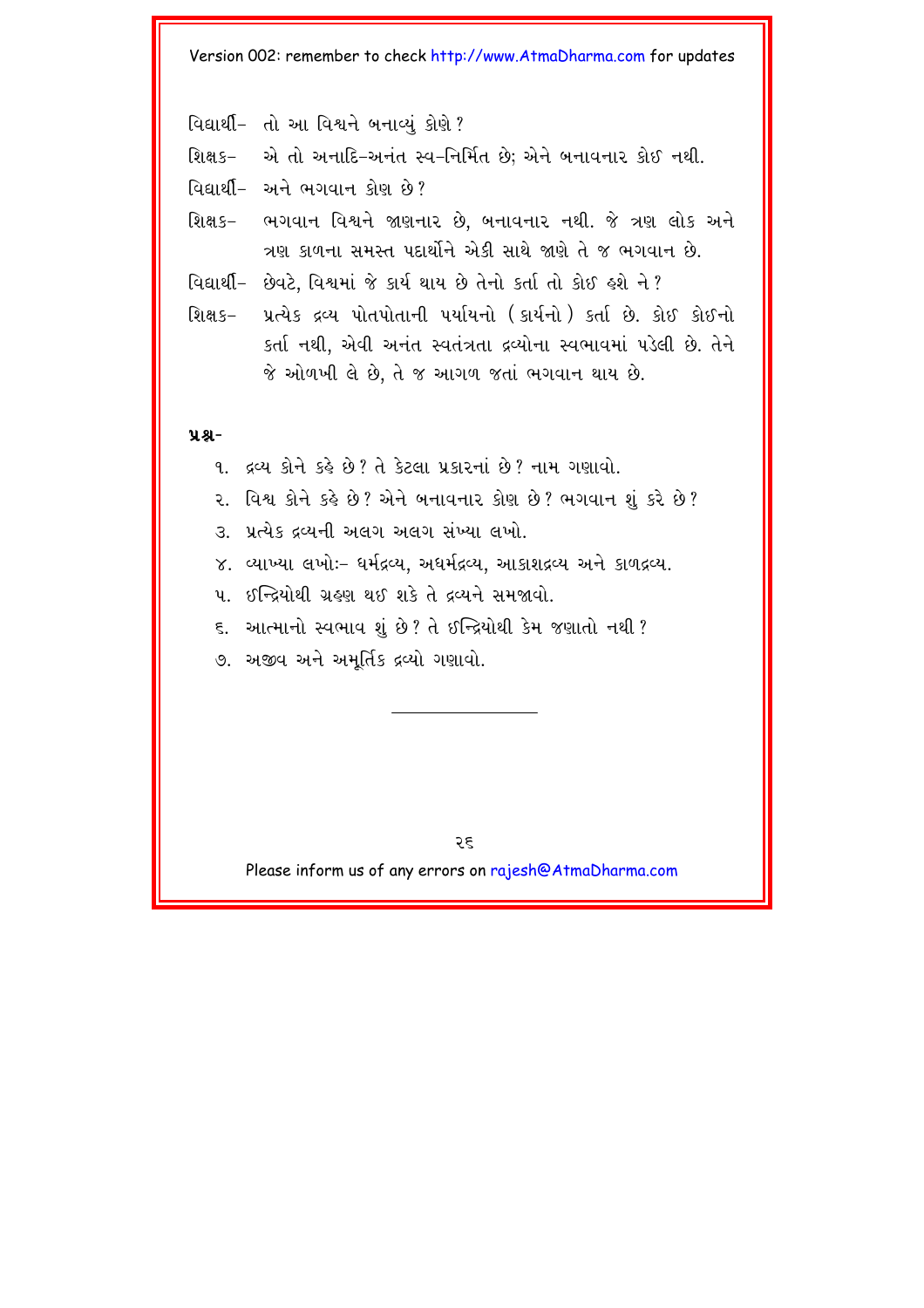વિદ્યાર્થી– તો આ વિશ્વને બનાવ્યું કોણે ?

શિક્ષક– એ તો અનાદિ-અનંત સ્વ-નિર્મિત છે; એને બનાવનાર કોઈ નથી.

વિદ્યાર્થી– અને ભગવાન કોણ છે ?

શિક્ષક– ભગવાન વિશ્વને જાણનાર છે, બનાવનાર નથી. જે ત્રણ લોક અને ત્રણ કાળના સમસ્ત પદાર્થોને એકી સાથે જાણે તે જ ભગવાન છે.

વિદ્યાર્થી– છેવટે, વિશ્વમાં જે કાર્ય થાય છે તેનો કર્તા તો કોઈ હશે ને ?

શિક્ષક– પ્રત્યેક દ્રવ્ય પોતપોતાની પર્યાયનો (કાર્યનો) કર્તા છે. કોઈ કોઈનો કર્તા નથી, એવી અનંત સ્વતંત્રતા દ્રવ્યોના સ્વભાવમાં પડેલી છે. તેને જે ઓળખી લે છે, તે જ આગળ જતાં ભગવાન થાય છે.

**પ્રશ્ન-**

૧. દ્રવ્ય કોને કહે છે ? તે કેટલા પ્રકારનાં છે ? નામ ગણાવો.

૨. વિશ્વ કોને કહે છે ? એને બનાવનાર કોણ છે ? ભગવાન શું કરે છે ?

૩. પ્રત્યેક દ્રવ્યની અલગ અલગ સંખ્યા લખો.

૪. વ્યાખ્યા લખોઃ- ધર્મદ્રવ્ય, અધર્મદ્રવ્ય, આકાશદ્રવ્ય અને કાળદ્રવ્ય.

૫. ઈન્દ્રિયોથી ગ્રહણ થઈ શકે તે દ્રવ્યને સમજાવો.

૬. આત્માનો સ્વભાવ શું છે ? તે ઈન્દ્રિયોથી કેમ જણાતો નથી ?

૭. અજીવ અને અમૂર્તિક દ્રવ્યો ગણાવો.

---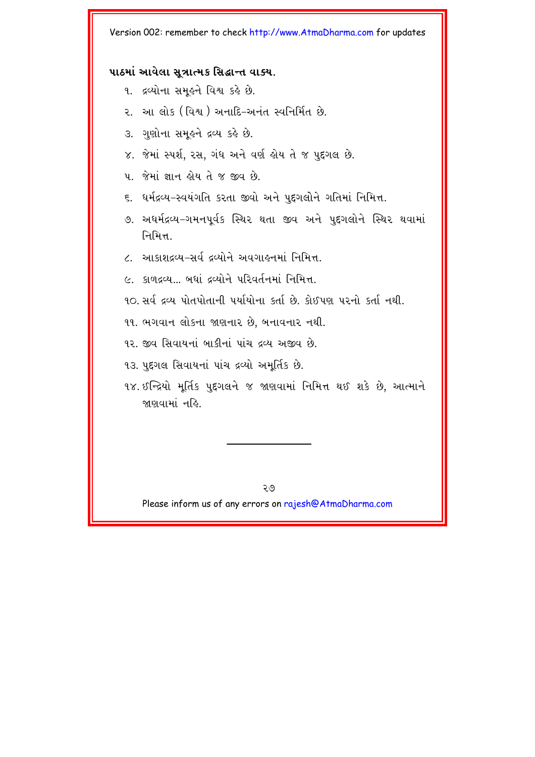**પાઠમાં આવેલા સૂત્રાત્મક સિદ્ધાન્ત વાક્ય.**

૧. દ્રવ્યોના સમૂહને વિશ્વ કહે છે.

૨. આ લોક (વિશ્વ) અનાદિ-અનંત સ્વનિર્મિત છે.

૩. ગુણોના સમૂહને દ્રવ્ય કહે છે.

૪. જેમાં સ્પર્શ, રસ, ગંધ અને વર્ણ હોય તે જ પુદ્ગલ છે.

૫. જેમાં જ્ઞાન હોય તે જ જીવ છે.

૬. ધર્મદ્રવ્ય-સ્વયંગતિ કરતા જીવો અને પુદ્ગલોને ગતિમાં નિમિત્ત.

૭. અધર્મદ્રવ્ય-ગમનપૂર્વક સ્થિર થતા જીવ અને પુદ્ગલોને સ્થિર થવામાં નિમિત્ત.

૮. આકાશદ્રવ્ય-સર્વ દ્રવ્યોને અવગાહનમાં નિમિત્ત.

૯. કાળદ્રવ્ય... બધાં દ્રવ્યોને પરિવર્તનમાં નિમિત્ત.

૧૦. સર્વ દ્રવ્ય પોતપોતાની પર્યાયોના કર્તા છે. કોઈપણ પરનો કર્તા નથી.

૧૧. ભગવાન લોકના જાણનાર છે, બનાવનાર નથી.

૧૨. જીવ સિવાયનાં બાકીનાં પાંચ દ્રવ્ય અજીવ છે.

૧૩. પુદ્ગલ સિવાયનાં પાંચ દ્રવ્યો અમૂર્તિક છે.

૧૪. ઇન્દ્રિયો મૂર્તિક પુદ્ગલને જ જાણવામાં નિમિત્ત થઈ શકે છે, આત્માને જાણવામાં નહિ.

---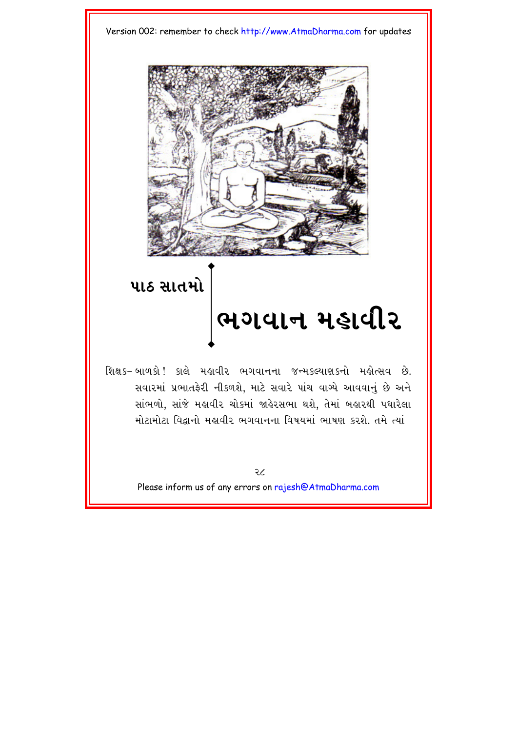## પાઠ સાતમો

# ભગવાન મહાવીર

શિક્ષક– બાળકો ! કાલે મહાવીર ભગવાનના જન્મકલ્યાણકનો મહોત્સવ છે. સવારમાં પ્રભાતફેરી નીકળશે, માટે સવારે પાંચ વાગ્યે આવવાનું છે અને સાંભળો, સાંજે મહાવીર ચોકમાં જાહેરસભા થશે, તેમાં બહારથી પધારેલા મોટામોટા વિદ્વાનો મહાવીર ભગવાનના વિષયમાં ભાષણ કરશે. તમે ત્યાં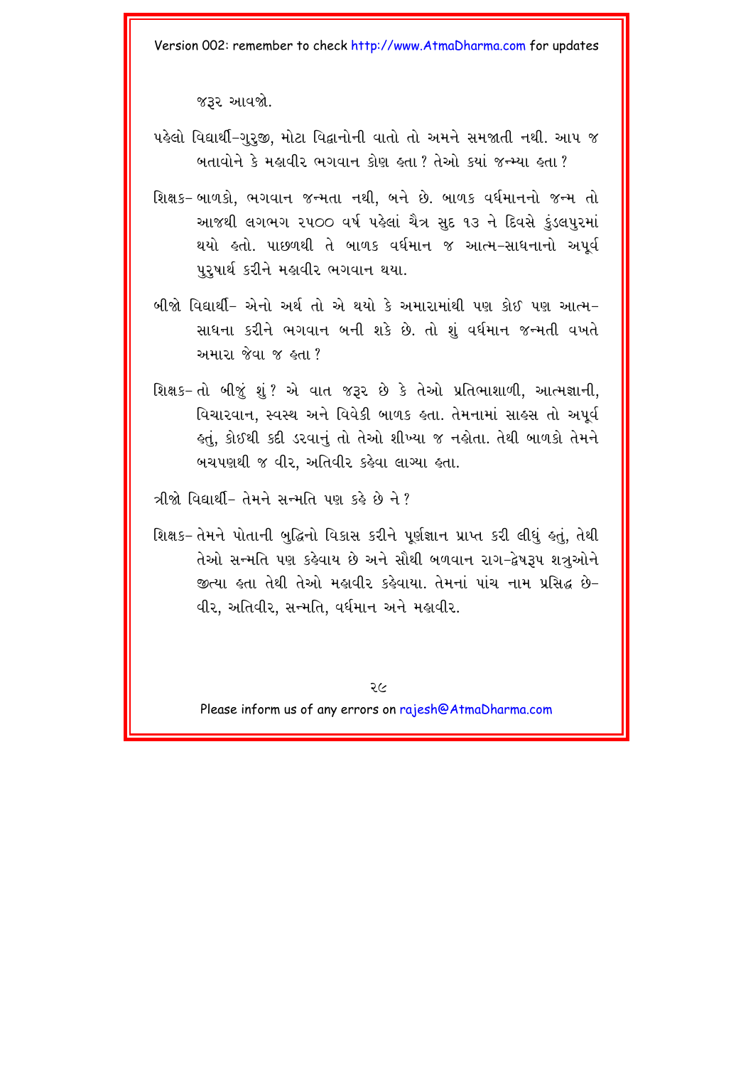જરૂર આવજો.

પહેલો વિદ્યાર્થી–ગુરુજી, મોટા વિદ્વાનોની વાતો તો અમને સમજાતી નથી. આપ જ બતાવોને કે મહાવીર ભગવાન કોણ હતા? તેઓ ક્યાં જન્મ્યા હતા?

શિક્ષક– બાળકો, ભગવાન જન્મતા નથી, બને છે. બાળક વર્ધમાનનો જન્મ તો આજથી લગભગ ૨૫૦૦ વર્ષ પહેલાં ચૈત્ર સુદ ૧૩ ને દિવસે કુંડલપુરમાં થયો હતો. પાછળથી તે બાળક વર્ધમાન જ આત્મ-સાધનાનો અપૂર્વ પુરુષાર્થ કરીને મહાવીર ભગવાન થયા.

બીજો વિદ્યાર્થી– એનો અર્થ તો એ થયો કે અમારામાંથી પણ કોઈ પણ આત્મ-સાધના કરીને ભગવાન બની શકે છે. તો શું વર્ધમાન જન્મતી વખતે અમારા જેવા જ હતા?

શિક્ષક– તો બીજું શું? એ વાત જરૂર છે કે તેઓ પ્રતિભાશાળી, આત્મજ્ઞાની, વિચારવાન, સ્વસ્થ અને વિવેકી બાળક હતા. તેમનામાં સાહસ તો અપૂર્વ હતું, કોઈથી કદી ડરવાનું તો તેઓ શીખ્યા જ નહોતા. તેથી બાળકો તેમને બચપણથી જ વીર, અતિવીર કહેવા લાગ્યા હતા.

ત્રીજો વિદ્યાર્થી– તેમને સન્મતિ પણ કહે છે ને?

શિક્ષક– તેમને પોતાની બુદ્ધિનો વિકાસ કરીને પૂર્ણજ્ઞાન પ્રાપ્ત કરી લીધું હતું, તેથી તેઓ સન્મતિ પણ કહેવાય છે અને સૌથી બળવાન રાગ-દ્વેષરૂપ શત્રુઓને જીત્યા હતા તેથી તેઓ મહાવીર કહેવાયા. તેમનાં પાંચ નામ પ્રસિદ્ધ છે– વીર, અતિવીર, સન્મતિ, વર્ધમાન અને મહાવીર.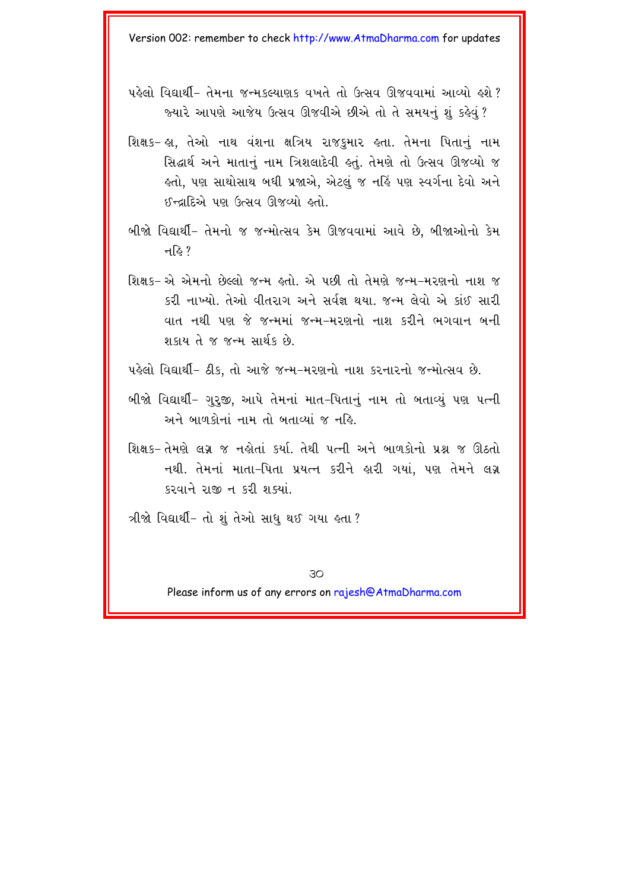પહેલો વિદ્યાર્થી– તેમના જન્મકલ્યાણક વખતે તો ઉત્સવ ઊજવવામાં આવ્યો હશે ? જ્યારે આપણે આજેય ઉત્સવ ઊજવીએ છીએ તો તે સમયનું શું કહેવું ?

શિક્ષક– હા, તેઓ નાથ વંશના ક્ષત્રિય રાજકુમાર હતા. તેમના પિતાનું નામ સિદ્ધાર્થ અને માતાનું નામ ત્રિશલાદેવી હતું. તેમણે તો ઉત્સવ ઊજવ્યો જ હતો, પણ સાથોસાથ બધી પ્રજાએ, એટલું જ નહિં પણ સ્વર્ગના દેવો અને ઈન્દ્રાદિએ પણ ઉત્સવ ઊજવ્યો હતો.

બીજો વિદ્યાર્થી– તેમનો જ જન્મોત્સવ કેમ ઊજવવામાં આવે છે, બીજાઓનો કેમ નહિ ?

શિક્ષક– એ એમનો છેલ્લો જન્મ હતો. એ પછી તો તેમણે જન્મ-મરણનો નાશ જ કરી નાખ્યો. તેઓ વીતરાગ અને સર્વજ્ઞ થયા. જન્મ લેવો એ કાંઈ સારી વાત નથી પણ જે જન્મમાં જન્મ-મરણનો નાશ કરીને ભગવાન બની શકાય તે જ જન્મ સાર્થક છે.

પહેલો વિદ્યાર્થી– ઠીક, તો આજે જન્મ-મરણનો નાશ કરનારનો જન્મોત્સવ છે.

બીજો વિદ્યાર્થી– ગુરુજી, આપે તેમનાં માત-પિતાનું નામ તો બતાવ્યું પણ પત્ની અને બાળકોનાં નામ તો બતાવ્યાં જ નહિ.

શિક્ષક– તેમણે લગ્ન જ નહોતાં કર્યા. તેથી પત્ની અને બાળકોનો પ્રશ્ન જ ઊઠતો નથી. તેમનાં માતા-પિતા પ્રયત્ન કરીને હારી ગયાં, પણ તેમને લગ્ન કરવાને રાજી ન કરી શક્યાં.

ત્રીજો વિદ્યાર્થી– તો શું તેઓ સાધુ થઈ ગયા હતા ?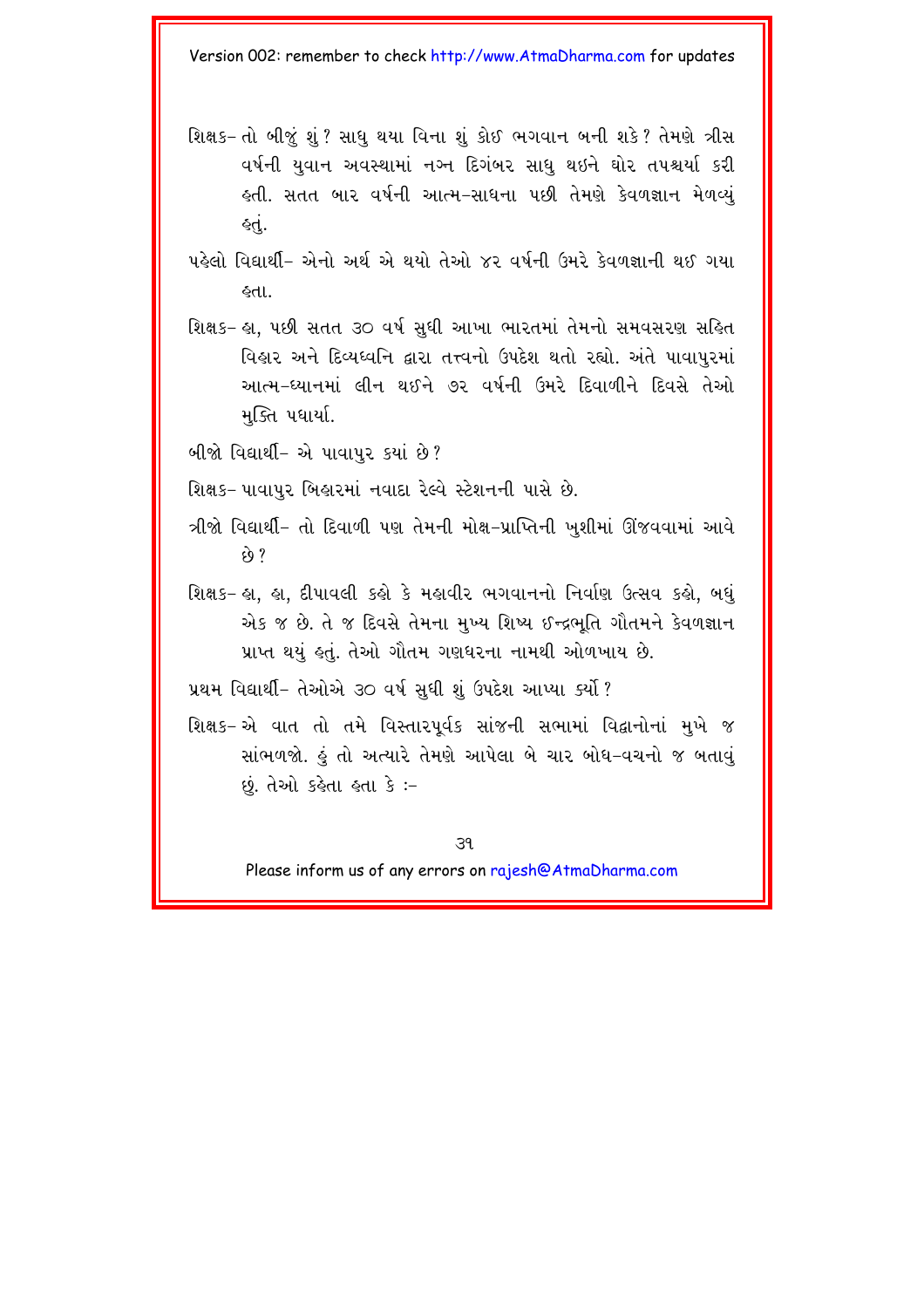શિક્ષક– તો બીજું શું? સાધુ થયા વિના શું કોઈ ભગવાન બની શકે? તેમણે ત્રીસ વર્ષની યુવાન અવસ્થામાં નગ્ન દિગંબર સાધુ થઈને ઘોર તપશ્ચર્યા કરી હતી. સતત બાર વર્ષની આત્મ-સાધના પછી તેમણે કેવળજ્ઞાન મેળવ્યું હતું.

પહેલો વિદ્યાર્થી– એનો અર્થ એ થયો તેઓ ૪૨ વર્ષની ઉંમરે કેવળજ્ઞાની થઈ ગયા હતા.

શિક્ષક– હા, પછી સતત ૩૦ વર્ષ સુધી આખા ભારતમાં તેમનો સમવસરણ સહિત વિહાર અને દિવ્યધ્વનિ દ્વારા તત્ત્વનો ઉપદેશ થતો રહ્યો. અંતે પાવાપુરમાં આત્મ-ધ્યાનમાં લીન થઈને ૭૨ વર્ષની ઉંમરે દિવાળીને દિવસે તેઓ મુક્તિ પધાર્યા.

બીજો વિદ્યાર્થી– એ પાવાપુર ક્યાં છે?

શિક્ષક– પાવાપુર બિહારમાં નવાદા રેલ્વે સ્ટેશનની પાસે છે.

ત્રીજો વિદ્યાર્થી– તો દિવાળી પણ તેમની મોક્ષ-પ્રાપ્તિની ખુશીમાં ઊજવવામાં આવે છે?

શિક્ષક– હા, હા, દીપાવલી કહો કે મહાવીર ભગવાનનો નિર્વાણ ઉત્સવ કહો, બધું એક જ છે. તે જ દિવસે તેમના મુખ્ય શિષ્ય ઈન્દ્રભૂતિ ગૌતમને કેવળજ્ઞાન પ્રાપ્ત થયું હતું. તેઓ ગૌતમ ગણધરના નામથી ઓળખાય છે.

પ્રથમ વિદ્યાર્થી– તેઓએ ૩૦ વર્ષ સુધી શું ઉપદેશ આપ્યા કર્યો?

શિક્ષક– એ વાત તો તમે વિસ્તારપૂર્વક સાંજની સભામાં વિદ્વાનોનાં મુખે જ સાંભળજો. હું તો અત્યારે તેમણે આપેલા બે ચાર બોધ-વચનો જ બતાવું છું. તેઓ કહેતા હતા કે :-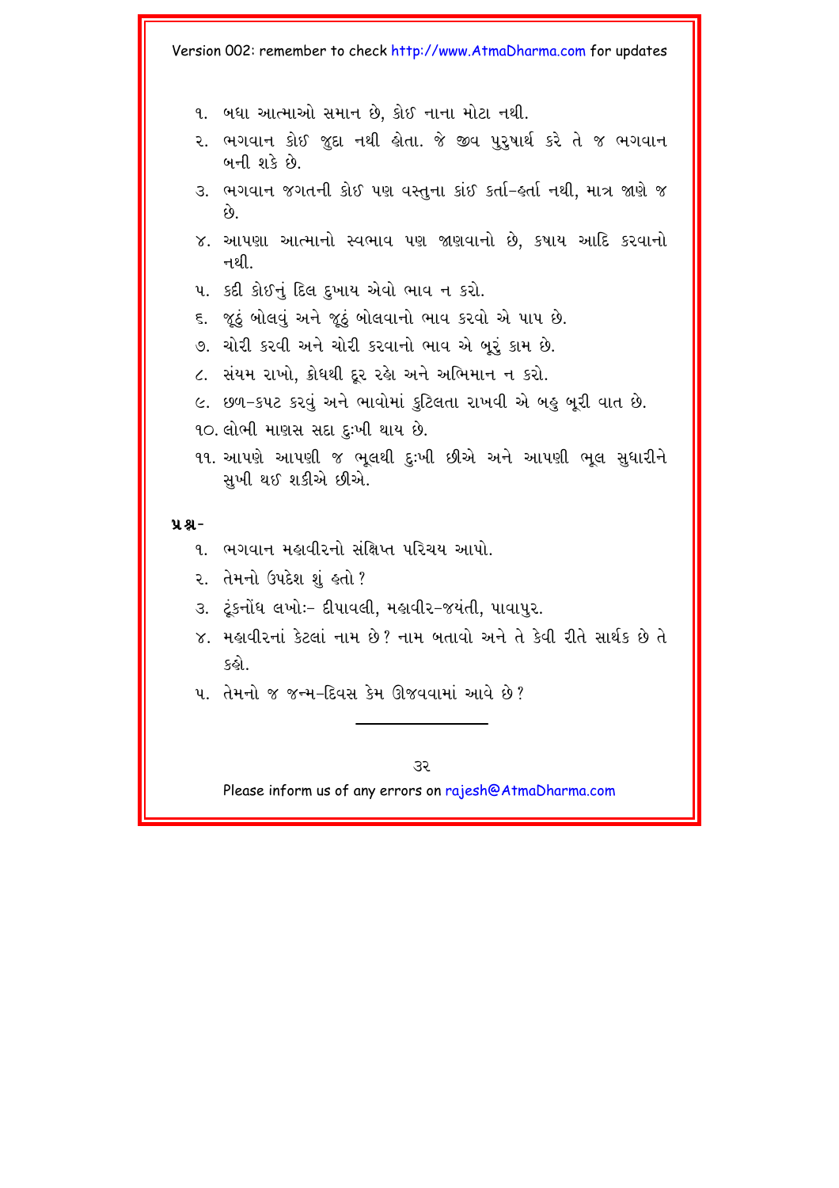૧. બધા આત્માઓ સમાન છે, કોઈ નાના મોટા નથી.
૨. ભગવાન કોઈ જુદા નથી હોતા. જે જીવ પુરુષાર્થ કરે તે જ ભગવાન બની શકે છે.
૩. ભગવાન જગતની કોઈ પણ વસ્તુના કાંઈ કર્તા-હર્તા નથી, માત્ર જાણે જ છે.
૪. આપણા આત્માનો સ્વભાવ પણ જાણવાનો છે, કષાય આદિ કરવાનો નથી.
૫. કદી કોઈનું દિલ દુખાય એવો ભાવ ન કરો.
૬. જૂઠું બોલવું અને જૂઠું બોલવાનો ભાવ કરવો એ પાપ છે.
૭. ચોરી કરવી અને ચોરી કરવાનો ભાવ એ બૂરું કામ છે.
૮. સંયમ રાખો, ક્રોધથી દૂર રહો અને અભિમાન ન કરો.
૯. છળ-કપટ કરવું અને ભાવોમાં કુટિલતા રાખવી એ બહુ બૂરી વાત છે.
૧૦. લોભી માણસ સદા દુઃખી થાય છે.
૧૧. આપણે આપણી જ ભૂલથી દુઃખી છીએ અને આપણી ભૂલ સુધારીને સુખી થઈ શકીએ છીએ.

**પ્રશ્ન-**

૧. ભગવાન મહાવીરનો સંક્ષિપ્ત પરિચય આપો.
૨. તેમનો ઉપદેશ શું હતો?
૩. ટૂંકનોંધ લખોઃ- દીપાવલી, મહાવીર-જયંતી, પાવાપુર.
૪. મહાવીરનાં કેટલાં નામ છે? નામ બતાવો અને તે કેવી રીતે સાર્થક છે તે કહો.
૫. તેમનો જ જન્મ-દિવસ કેમ ઊજવવામાં આવે છે?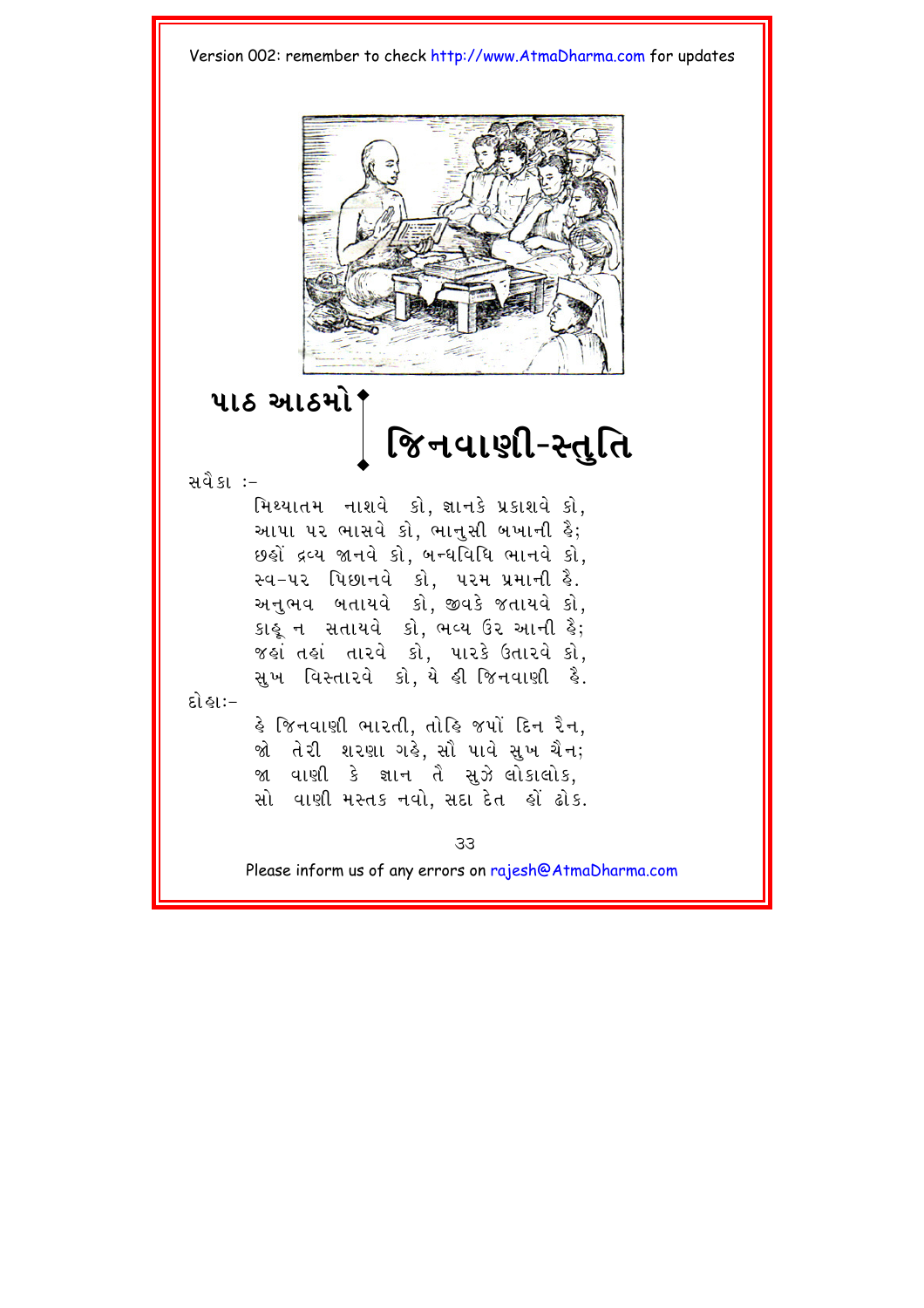## પાઠ આઠમો

# જિનવાણી-સ્તુતિ

સવૈકા :-

મિથ્યાતમ નાશવે કો, જ્ઞાનકે પ્રકાશવે કો,
આપા પર ભાસવે કો, ભાનુસી બખાની હૈ;
છહોં દ્રવ્ય જાનવે કો, બન્ધવિધિ ભાનવે કો,
સ્વ-પર પિછાનવે કો, પરમ પ્રમાની હૈ.
અનુભવ બતાયવે કો, જીવકે જતાયવે કો,
કાહૂ ન સતાયવે કો, ભવ્ય ઉર આની હૈ;
જહાં તહાં તારવે કો, પારકે ઉતારવે કો,
સુખ વિસ્તારવે કો, યે હી જિનવાણી હૈ.

દોહા:-

હે જિનવાણી ભારતી, તોહિ જપોં દિન રૈન,
જો તેરી શરણા ગહે, સૌ પાવે સુખ ચૈન;
જા વાણી કે જ્ઞાન તૈ સુઝે લોકાલોક,
સો વાણી મસ્તક નવો, સદા દેત હોં ઢોક.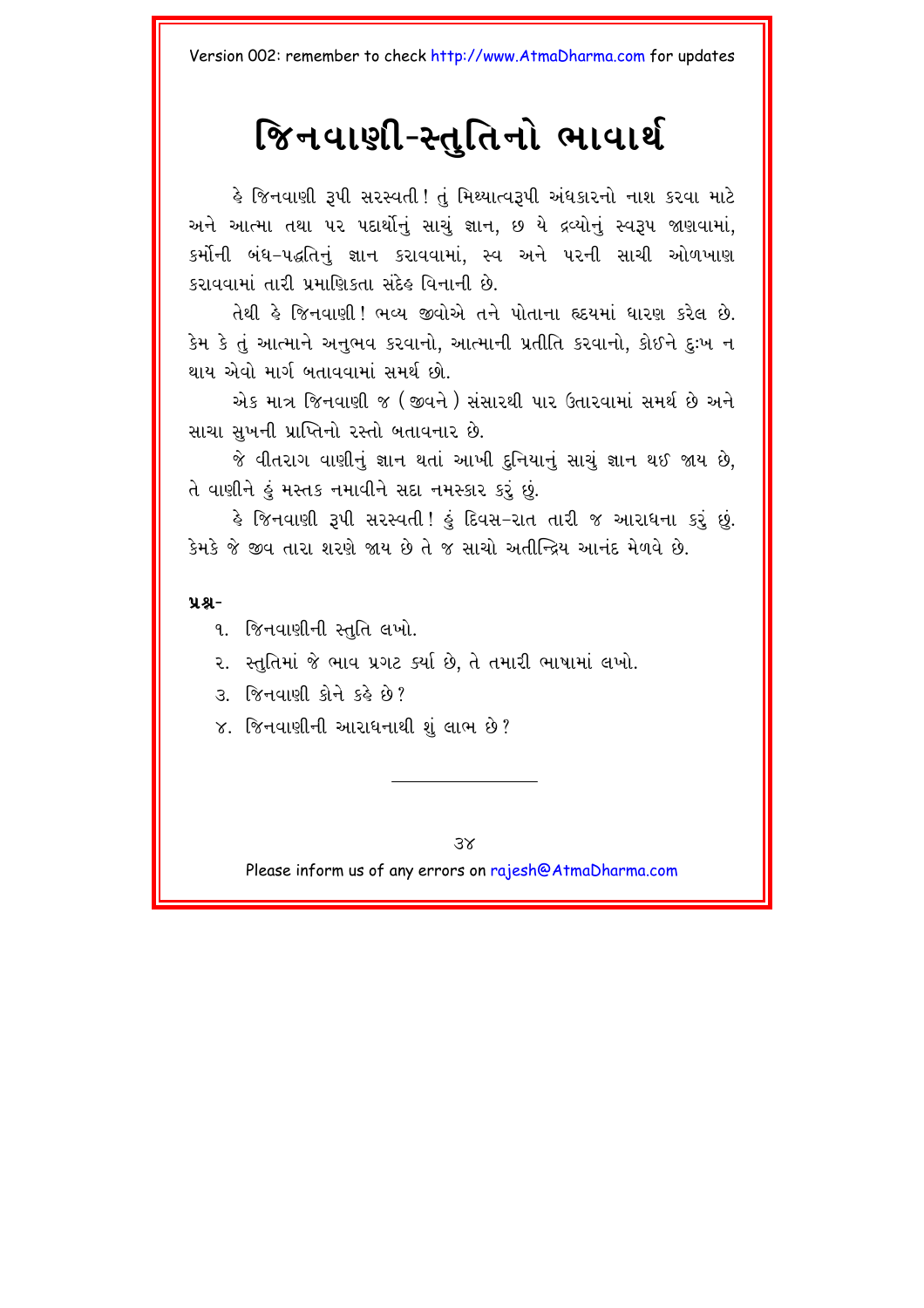# જિનવાણી-સ્તુતિનો ભાવાર્થ

હે જિનવાણી રૂપી સરસ્વતી! તું મિથ્યાત્વરૂપી અંધકારનો નાશ કરવા માટે અને આત્મા તથા પર પદાર્થોનું સાચું જ્ઞાન, છ યે દ્રવ્યોનું સ્વરૂપ જાણવામાં, કર્મોની બંધ-પદ્ધતિનું જ્ઞાન કરાવવામાં, સ્વ અને પરની સાચી ઓળખાણ કરાવવામાં તારી પ્રમાણિકતા સંદેહ વિનાની છે.

તેથી હે જિનવાણી! ભવ્ય જીવોએ તને પોતાના હૃદયમાં ધારણ કરેલ છે. કેમ કે તું આત્માને અનુભવ કરવાનો, આત્માની પ્રતીતિ કરવાનો, કોઈને દુઃખ ન થાય એવો માર્ગ બતાવવામાં સમર્થ છો.

એક માત્ર જિનવાણી જ (જીવને) સંસારથી પાર ઉતારવામાં સમર્થ છે અને સાચા સુખની પ્રાપ્તિનો રસ્તો બતાવનાર છે.

જે વીતરાગ વાણીનું જ્ઞાન થતાં આખી દુનિયાનું સાચું જ્ઞાન થઈ જાય છે, તે વાણીને હું મસ્તક નમાવીને સદા નમસ્કાર કરું છું.

હે જિનવાણી રૂપી સરસ્વતી! હું દિવસ-રાત તારી જ આરાધના કરું છું. કેમકે જે જીવ તારા શરણે જાય છે તે જ સાચો અતીન્દ્રિય આનંદ મેળવે છે.

**પ્રશ્ન-**

૧. જિનવાણીની સ્તુતિ લખો.

૨. સ્તુતિમાં જે ભાવ પ્રગટ કર્યા છે, તે તમારી ભાષામાં લખો.

૩. જિનવાણી કોને કહે છે?

૪. જિનવાણીની આરાધનાથી શું લાભ છે?